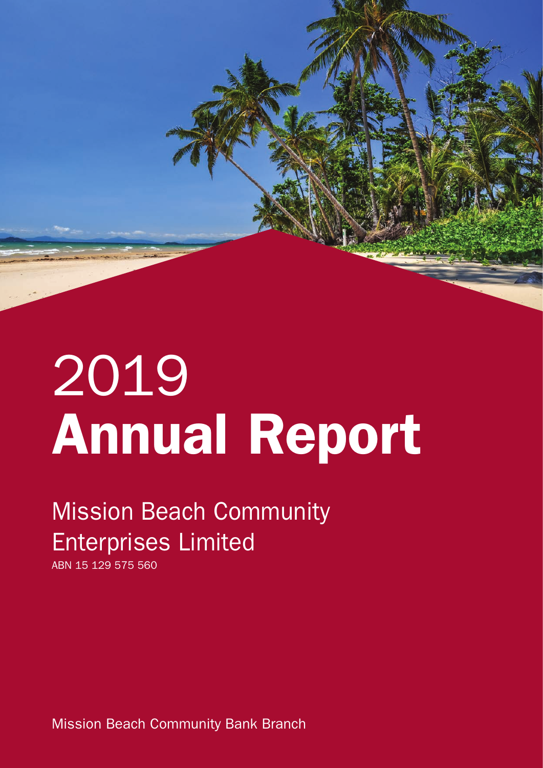# 2019 Annual Report

## Mission Beach Community Enterprises Limited

ABN 15 129 575 560

Mission Beach Community Bank Branch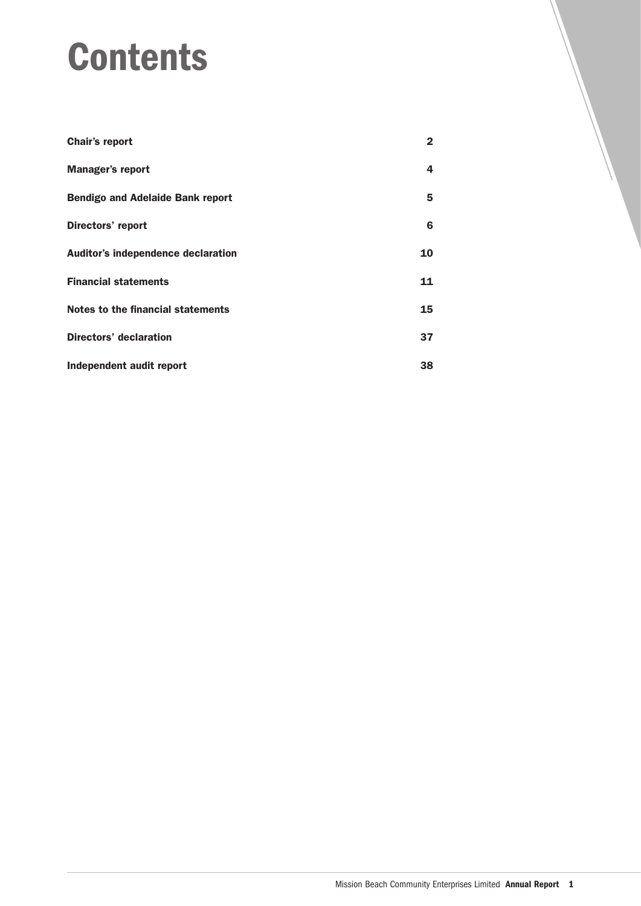# Contents

| | |
|---|---|
| **Chair's report** | **2** |
| **Manager's report** | **4** |
| **Bendigo and Adelaide Bank report** | **5** |
| **Directors' report** | **6** |
| **Auditor's independence declaration** | **10** |
| **Financial statements** | **11** |
| **Notes to the financial statements** | **15** |
| **Directors' declaration** | **37** |
| **Independent audit report** | **38** |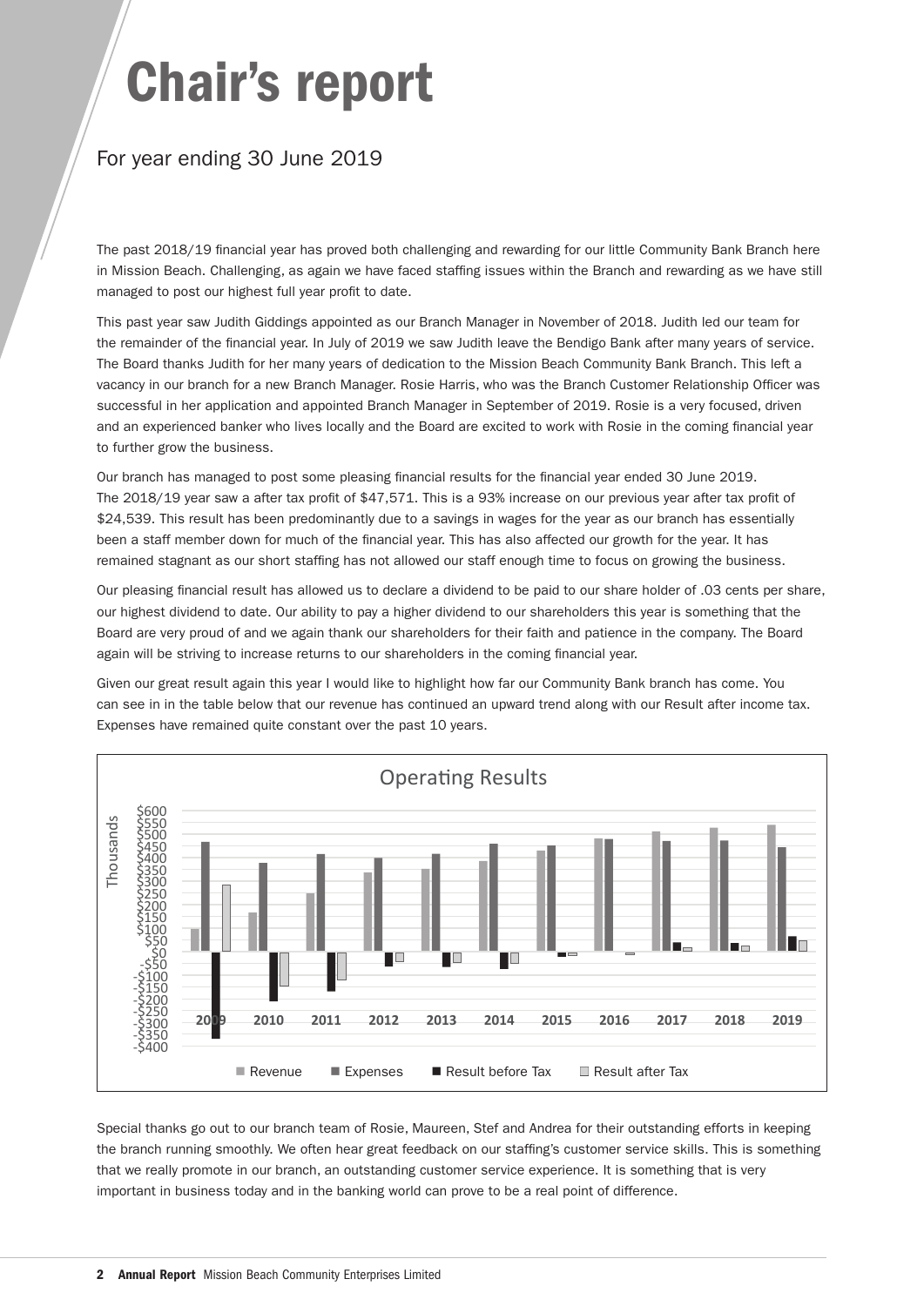# Chair's report

## For year ending 30 June 2019

The past 2018/19 financial year has proved both challenging and rewarding for our little Community Bank Branch here in Mission Beach. Challenging, as again we have faced staffing issues within the Branch and rewarding as we have still managed to post our highest full year profit to date.

This past year saw Judith Giddings appointed as our Branch Manager in November of 2018. Judith led our team for the remainder of the financial year. In July of 2019 we saw Judith leave the Bendigo Bank after many years of service. The Board thanks Judith for her many years of dedication to the Mission Beach Community Bank Branch. This left a vacancy in our branch for a new Branch Manager. Rosie Harris, who was the Branch Customer Relationship Officer was successful in her application and appointed Branch Manager in September of 2019. Rosie is a very focused, driven and an experienced banker who lives locally and the Board are excited to work with Rosie in the coming financial year to further grow the business.

Our branch has managed to post some pleasing financial results for the financial year ended 30 June 2019. The 2018/19 year saw a after tax profit of $47,571. This is a 93% increase on our previous year after tax profit of $24,539. This result has been predominantly due to a savings in wages for the year as our branch has essentially been a staff member down for much of the financial year. This has also affected our growth for the year. It has remained stagnant as our short staffing has not allowed our staff enough time to focus on growing the business.

Our pleasing financial result has allowed us to declare a dividend to be paid to our share holder of .03 cents per share, our highest dividend to date. Our ability to pay a higher dividend to our shareholders this year is something that the Board are very proud of and we again thank our shareholders for their faith and patience in the company. The Board again will be striving to increase returns to our shareholders in the coming financial year.

Given our great result again this year I would like to highlight how far our Community Bank branch has come. You can see in in the table below that our revenue has continued an upward trend along with our Result after income tax. Expenses have remained quite constant over the past 10 years.

Operating Results

Special thanks go out to our branch team of Rosie, Maureen, Stef and Andrea for their outstanding efforts in keeping the branch running smoothly. We often hear great feedback on our staffing's customer service skills. This is something that we really promote in our branch, an outstanding customer service experience. It is something that is very important in business today and in the banking world can prove to be a real point of difference.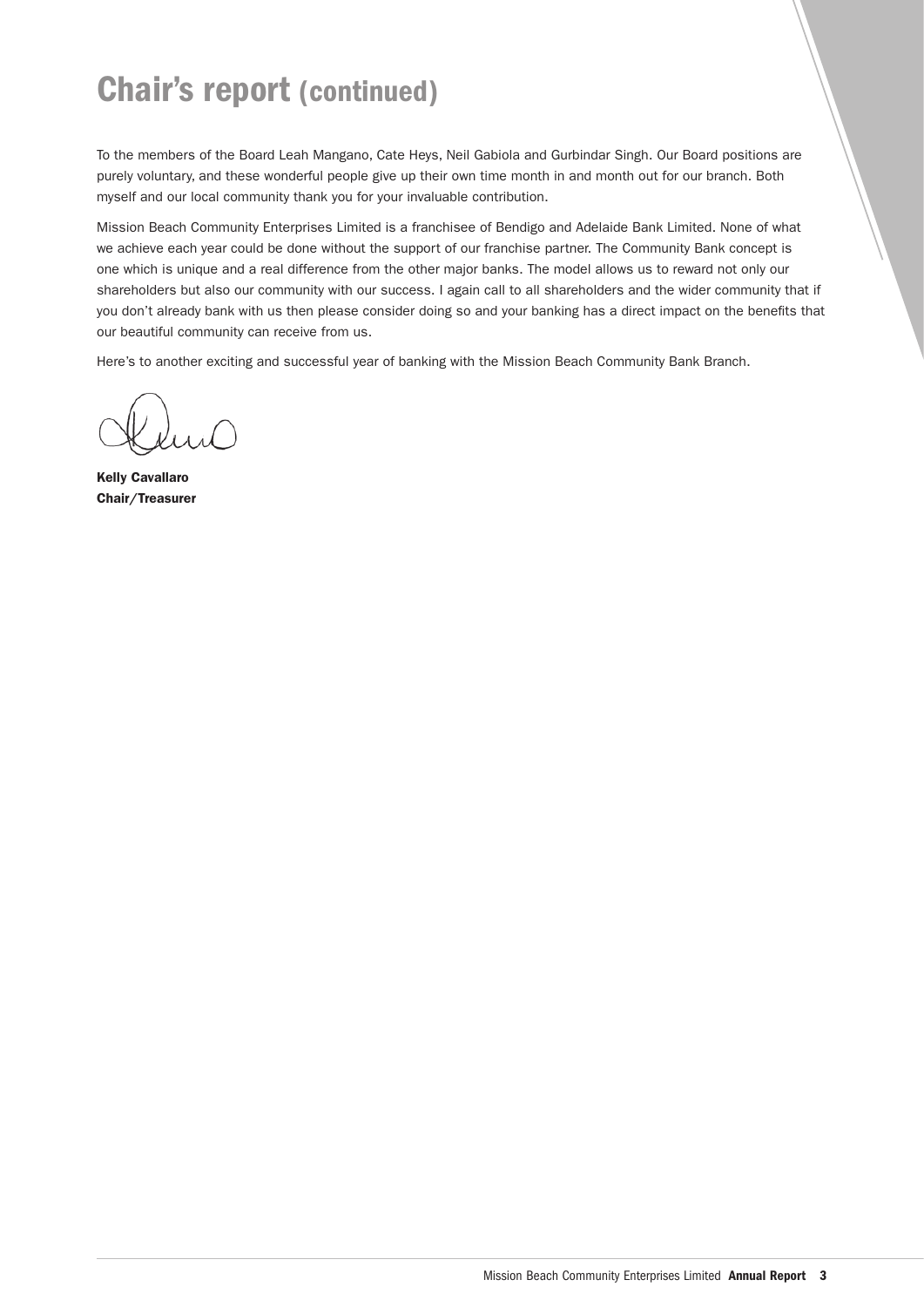# Chair's report (continued)

To the members of the Board Leah Mangano, Cate Heys, Neil Gabiola and Gurbindar Singh. Our Board positions are purely voluntary, and these wonderful people give up their own time month in and month out for our branch. Both myself and our local community thank you for your invaluable contribution.

Mission Beach Community Enterprises Limited is a franchisee of Bendigo and Adelaide Bank Limited. None of what we achieve each year could be done without the support of our franchise partner. The Community Bank concept is one which is unique and a real difference from the other major banks. The model allows us to reward not only our shareholders but also our community with our success. I again call to all shareholders and the wider community that if you don't already bank with us then please consider doing so and your banking has a direct impact on the benefits that our beautiful community can receive from us.

Here's to another exciting and successful year of banking with the Mission Beach Community Bank Branch.

**Kelly Cavallaro**
**Chair/Treasurer**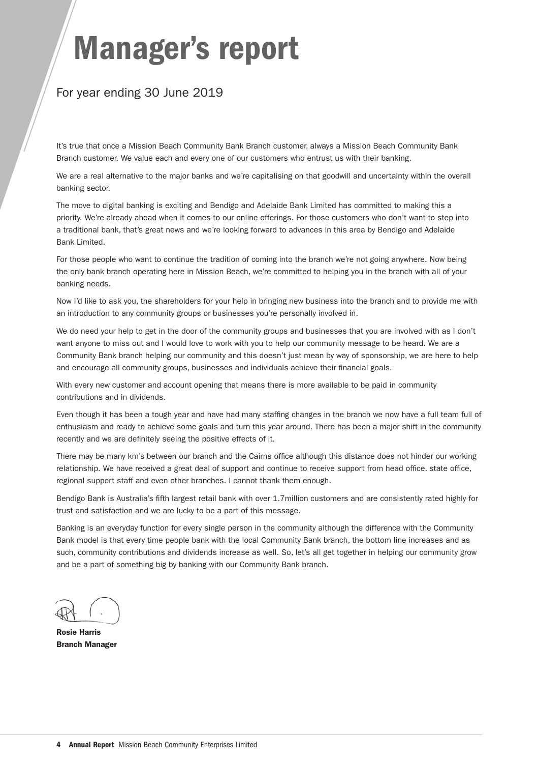# Manager's report

## For year ending 30 June 2019

It's true that once a Mission Beach Community Bank Branch customer, always a Mission Beach Community Bank Branch customer. We value each and every one of our customers who entrust us with their banking.

We are a real alternative to the major banks and we're capitalising on that goodwill and uncertainty within the overall banking sector.

The move to digital banking is exciting and Bendigo and Adelaide Bank Limited has committed to making this a priority. We're already ahead when it comes to our online offerings. For those customers who don't want to step into a traditional bank, that's great news and we're looking forward to advances in this area by Bendigo and Adelaide Bank Limited.

For those people who want to continue the tradition of coming into the branch we're not going anywhere. Now being the only bank branch operating here in Mission Beach, we're committed to helping you in the branch with all of your banking needs.

Now I'd like to ask you, the shareholders for your help in bringing new business into the branch and to provide me with an introduction to any community groups or businesses you're personally involved in.

We do need your help to get in the door of the community groups and businesses that you are involved with as I don't want anyone to miss out and I would love to work with you to help our community message to be heard. We are a Community Bank branch helping our community and this doesn't just mean by way of sponsorship, we are here to help and encourage all community groups, businesses and individuals achieve their financial goals.

With every new customer and account opening that means there is more available to be paid in community contributions and in dividends.

Even though it has been a tough year and have had many staffing changes in the branch we now have a full team full of enthusiasm and ready to achieve some goals and turn this year around. There has been a major shift in the community recently and we are definitely seeing the positive effects of it.

There may be many km's between our branch and the Cairns office although this distance does not hinder our working relationship. We have received a great deal of support and continue to receive support from head office, state office, regional support staff and even other branches. I cannot thank them enough.

Bendigo Bank is Australia's fifth largest retail bank with over 1.7million customers and are consistently rated highly for trust and satisfaction and we are lucky to be a part of this message.

Banking is an everyday function for every single person in the community although the difference with the Community Bank model is that every time people bank with the local Community Bank branch, the bottom line increases and as such, community contributions and dividends increase as well. So, let's all get together in helping our community grow and be a part of something big by banking with our Community Bank branch.

**Rosie Harris**
**Branch Manager**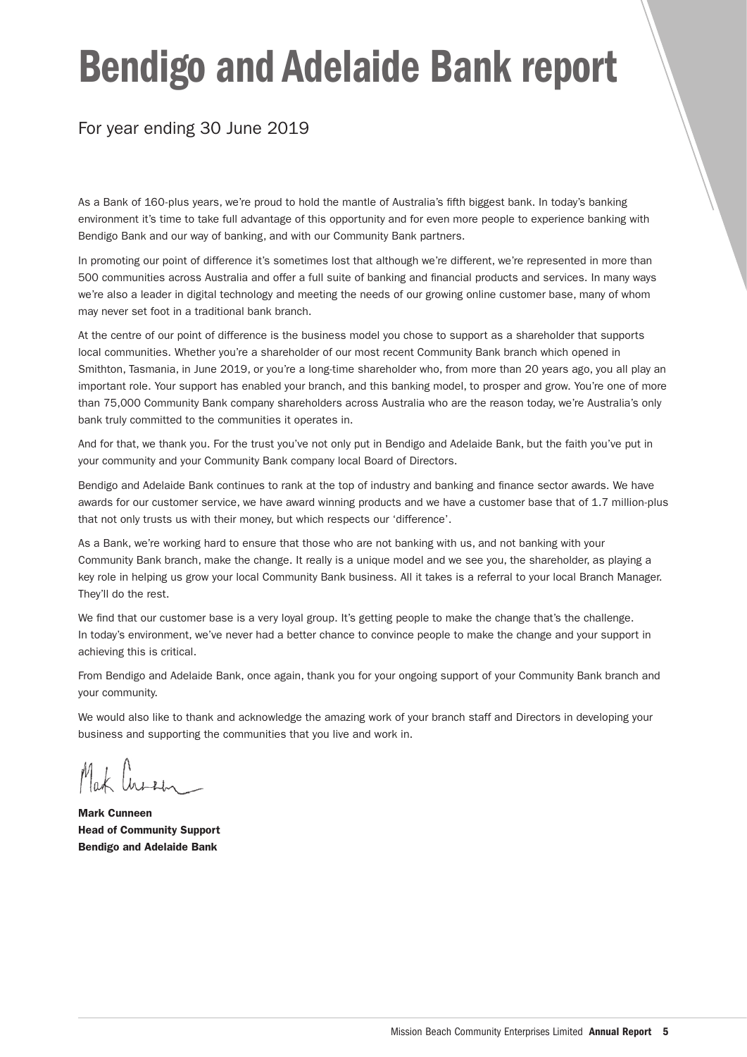# Bendigo and Adelaide Bank report

For year ending 30 June 2019

As a Bank of 160-plus years, we're proud to hold the mantle of Australia's fifth biggest bank. In today's banking environment it's time to take full advantage of this opportunity and for even more people to experience banking with Bendigo Bank and our way of banking, and with our Community Bank partners.

In promoting our point of difference it's sometimes lost that although we're different, we're represented in more than 500 communities across Australia and offer a full suite of banking and financial products and services. In many ways we're also a leader in digital technology and meeting the needs of our growing online customer base, many of whom may never set foot in a traditional bank branch.

At the centre of our point of difference is the business model you chose to support as a shareholder that supports local communities. Whether you're a shareholder of our most recent Community Bank branch which opened in Smithton, Tasmania, in June 2019, or you're a long-time shareholder who, from more than 20 years ago, you all play an important role. Your support has enabled your branch, and this banking model, to prosper and grow. You're one of more than 75,000 Community Bank company shareholders across Australia who are the reason today, we're Australia's only bank truly committed to the communities it operates in.

And for that, we thank you. For the trust you've not only put in Bendigo and Adelaide Bank, but the faith you've put in your community and your Community Bank company local Board of Directors.

Bendigo and Adelaide Bank continues to rank at the top of industry and banking and finance sector awards. We have awards for our customer service, we have award winning products and we have a customer base that of 1.7 million-plus that not only trusts us with their money, but which respects our 'difference'.

As a Bank, we're working hard to ensure that those who are not banking with us, and not banking with your Community Bank branch, make the change. It really is a unique model and we see you, the shareholder, as playing a key role in helping us grow your local Community Bank business. All it takes is a referral to your local Branch Manager. They'll do the rest.

We find that our customer base is a very loyal group. It's getting people to make the change that's the challenge. In today's environment, we've never had a better chance to convince people to make the change and your support in achieving this is critical.

From Bendigo and Adelaide Bank, once again, thank you for your ongoing support of your Community Bank branch and your community.

We would also like to thank and acknowledge the amazing work of your branch staff and Directors in developing your business and supporting the communities that you live and work in.

**Mark Cunneen**
**Head of Community Support**
**Bendigo and Adelaide Bank**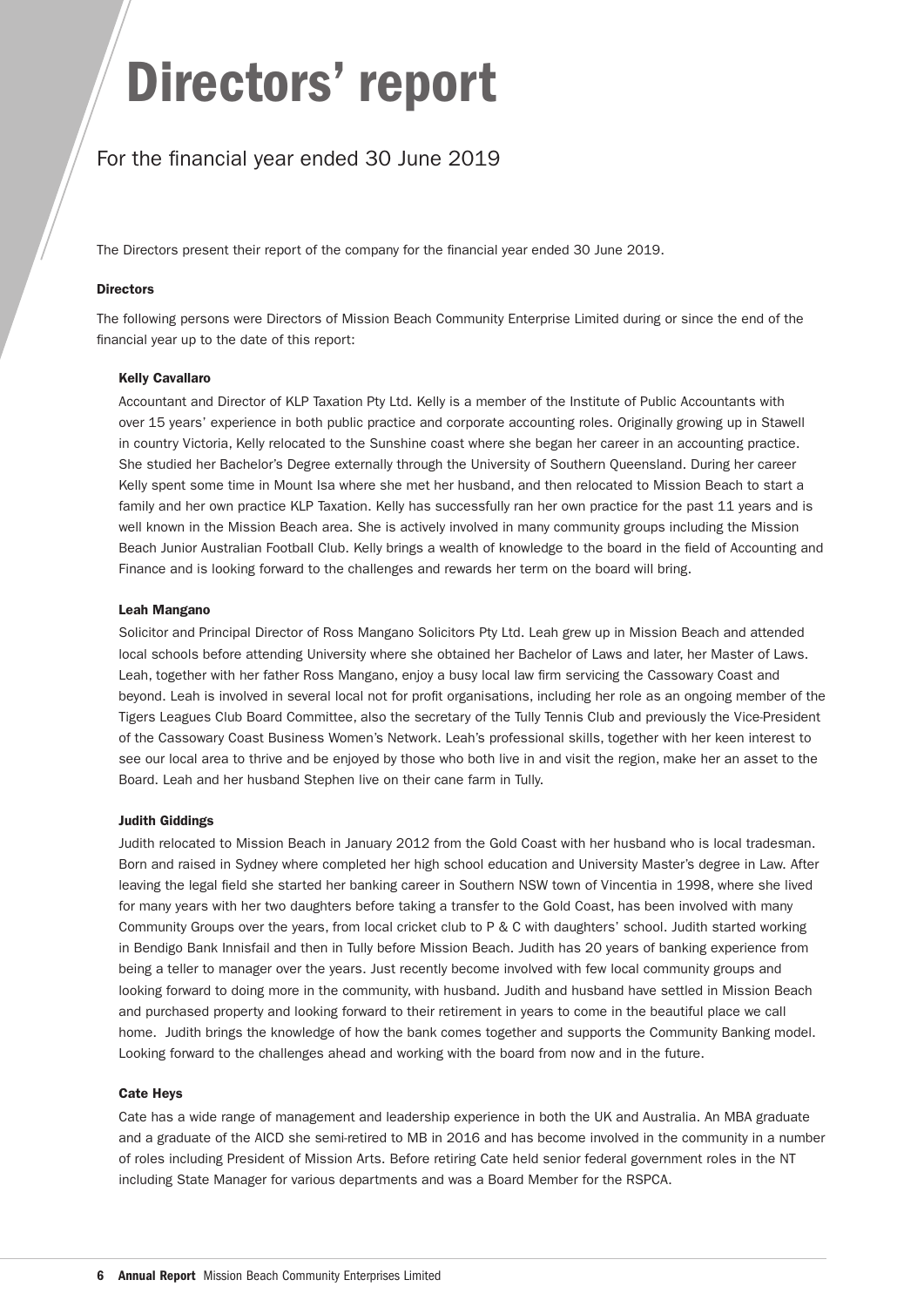# Directors' report

## For the financial year ended 30 June 2019

The Directors present their report of the company for the financial year ended 30 June 2019.

**Directors**

The following persons were Directors of Mission Beach Community Enterprise Limited during or since the end of the financial year up to the date of this report:

**Kelly Cavallaro**

Accountant and Director of KLP Taxation Pty Ltd. Kelly is a member of the Institute of Public Accountants with over 15 years' experience in both public practice and corporate accounting roles. Originally growing up in Stawell in country Victoria, Kelly relocated to the Sunshine coast where she began her career in an accounting practice. She studied her Bachelor's Degree externally through the University of Southern Queensland. During her career Kelly spent some time in Mount Isa where she met her husband, and then relocated to Mission Beach to start a family and her own practice KLP Taxation. Kelly has successfully ran her own practice for the past 11 years and is well known in the Mission Beach area. She is actively involved in many community groups including the Mission Beach Junior Australian Football Club. Kelly brings a wealth of knowledge to the board in the field of Accounting and Finance and is looking forward to the challenges and rewards her term on the board will bring.

**Leah Mangano**

Solicitor and Principal Director of Ross Mangano Solicitors Pty Ltd. Leah grew up in Mission Beach and attended local schools before attending University where she obtained her Bachelor of Laws and later, her Master of Laws. Leah, together with her father Ross Mangano, enjoy a busy local law firm servicing the Cassowary Coast and beyond. Leah is involved in several local not for profit organisations, including her role as an ongoing member of the Tigers Leagues Club Board Committee, also the secretary of the Tully Tennis Club and previously the Vice-President of the Cassowary Coast Business Women's Network. Leah's professional skills, together with her keen interest to see our local area to thrive and be enjoyed by those who both live in and visit the region, make her an asset to the Board. Leah and her husband Stephen live on their cane farm in Tully.

**Judith Giddings**

Judith relocated to Mission Beach in January 2012 from the Gold Coast with her husband who is local tradesman. Born and raised in Sydney where completed her high school education and University Master's degree in Law. After leaving the legal field she started her banking career in Southern NSW town of Vincentia in 1998, where she lived for many years with her two daughters before taking a transfer to the Gold Coast, has been involved with many Community Groups over the years, from local cricket club to P & C with daughters' school. Judith started working in Bendigo Bank Innisfail and then in Tully before Mission Beach. Judith has 20 years of banking experience from being a teller to manager over the years. Just recently become involved with few local community groups and looking forward to doing more in the community, with husband. Judith and husband have settled in Mission Beach and purchased property and looking forward to their retirement in years to come in the beautiful place we call home. Judith brings the knowledge of how the bank comes together and supports the Community Banking model. Looking forward to the challenges ahead and working with the board from now and in the future.

**Cate Heys**

Cate has a wide range of management and leadership experience in both the UK and Australia. An MBA graduate and a graduate of the AICD she semi-retired to MB in 2016 and has become involved in the community in a number of roles including President of Mission Arts. Before retiring Cate held senior federal government roles in the NT including State Manager for various departments and was a Board Member for the RSPCA.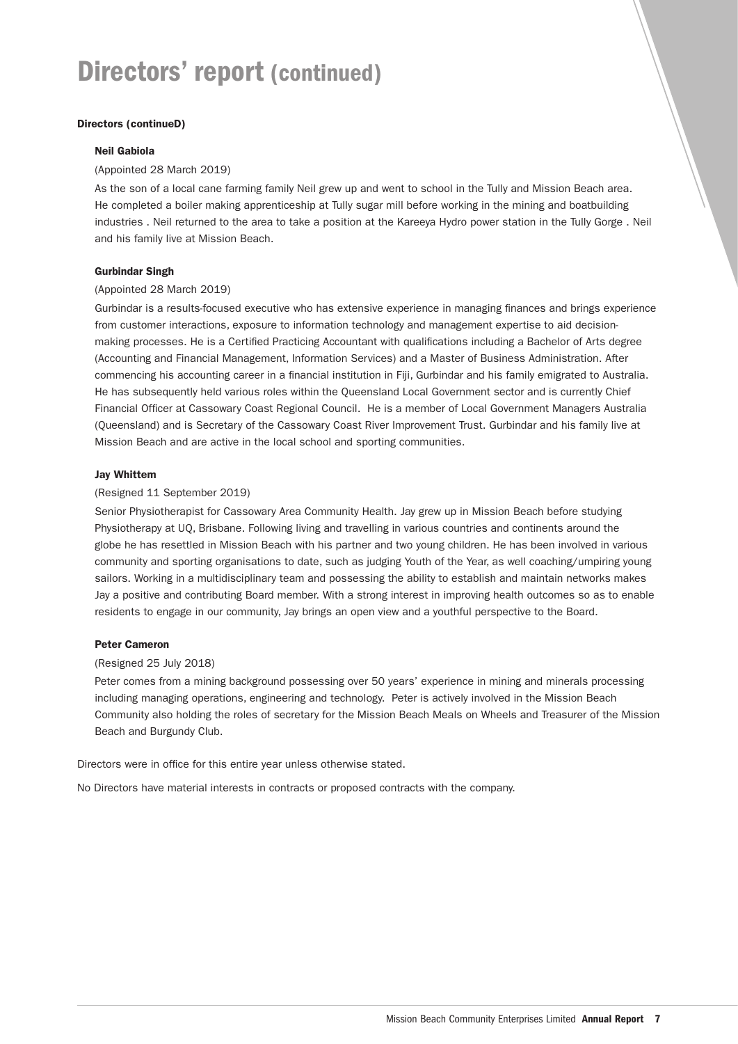# Directors' report (continued)

**Directors (continueD)**

**Neil Gabiola**

(Appointed 28 March 2019)

As the son of a local cane farming family Neil grew up and went to school in the Tully and Mission Beach area. He completed a boiler making apprenticeship at Tully sugar mill before working in the mining and boatbuilding industries . Neil returned to the area to take a position at the Kareeya Hydro power station in the Tully Gorge . Neil and his family live at Mission Beach.

**Gurbindar Singh**

(Appointed 28 March 2019)

Gurbindar is a results-focused executive who has extensive experience in managing finances and brings experience from customer interactions, exposure to information technology and management expertise to aid decision-making processes. He is a Certified Practicing Accountant with qualifications including a Bachelor of Arts degree (Accounting and Financial Management, Information Services) and a Master of Business Administration. After commencing his accounting career in a financial institution in Fiji, Gurbindar and his family emigrated to Australia. He has subsequently held various roles within the Queensland Local Government sector and is currently Chief Financial Officer at Cassowary Coast Regional Council. He is a member of Local Government Managers Australia (Queensland) and is Secretary of the Cassowary Coast River Improvement Trust. Gurbindar and his family live at Mission Beach and are active in the local school and sporting communities.

**Jay Whittem**

(Resigned 11 September 2019)

Senior Physiotherapist for Cassowary Area Community Health. Jay grew up in Mission Beach before studying Physiotherapy at UQ, Brisbane. Following living and travelling in various countries and continents around the globe he has resettled in Mission Beach with his partner and two young children. He has been involved in various community and sporting organisations to date, such as judging Youth of the Year, as well coaching/umpiring young sailors. Working in a multidisciplinary team and possessing the ability to establish and maintain networks makes Jay a positive and contributing Board member. With a strong interest in improving health outcomes so as to enable residents to engage in our community, Jay brings an open view and a youthful perspective to the Board.

**Peter Cameron**

(Resigned 25 July 2018)

Peter comes from a mining background possessing over 50 years' experience in mining and minerals processing including managing operations, engineering and technology. Peter is actively involved in the Mission Beach Community also holding the roles of secretary for the Mission Beach Meals on Wheels and Treasurer of the Mission Beach and Burgundy Club.

Directors were in office for this entire year unless otherwise stated.

No Directors have material interests in contracts or proposed contracts with the company.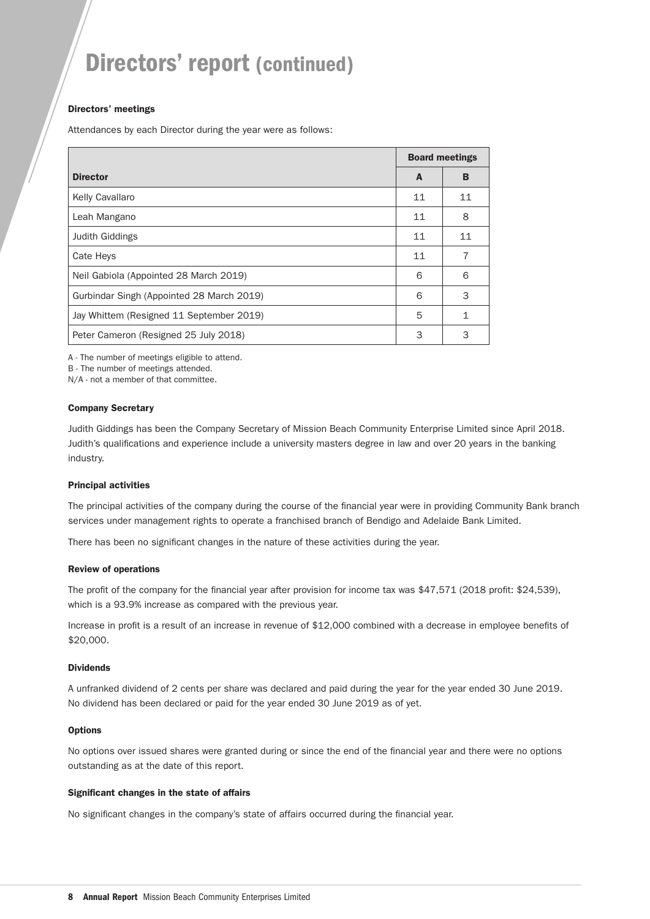# Directors' report (continued)

### Directors' meetings

Attendances by each Director during the year were as follows:

| | Board meetings | |
|---|---|---|
| **Director** | **A** | **B** |
| Kelly Cavallaro | 11 | 11 |
| Leah Mangano | 11 | 8 |
| Judith Giddings | 11 | 11 |
| Cate Heys | 11 | 7 |
| Neil Gabiola (Appointed 28 March 2019) | 6 | 6 |
| Gurbindar Singh (Appointed 28 March 2019) | 6 | 3 |
| Jay Whittem (Resigned 11 September 2019) | 5 | 1 |
| Peter Cameron (Resigned 25 July 2018) | 3 | 3 |

A - The number of meetings eligible to attend.
B - The number of meetings attended.
N/A - not a member of that committee.

### Company Secretary

Judith Giddings has been the Company Secretary of Mission Beach Community Enterprise Limited since April 2018. Judith's qualifications and experience include a university masters degree in law and over 20 years in the banking industry.

### Principal activities

The principal activities of the company during the course of the financial year were in providing Community Bank branch services under management rights to operate a franchised branch of Bendigo and Adelaide Bank Limited.

There has been no significant changes in the nature of these activities during the year.

### Review of operations

The profit of the company for the financial year after provision for income tax was $47,571 (2018 profit: $24,539), which is a 93.9% increase as compared with the previous year.

Increase in profit is a result of an increase in revenue of $12,000 combined with a decrease in employee benefits of $20,000.

### Dividends

A unfranked dividend of 2 cents per share was declared and paid during the year for the year ended 30 June 2019. No dividend has been declared or paid for the year ended 30 June 2019 as of yet.

### Options

No options over issued shares were granted during or since the end of the financial year and there were no options outstanding as at the date of this report.

### Significant changes in the state of affairs

No significant changes in the company's state of affairs occurred during the financial year.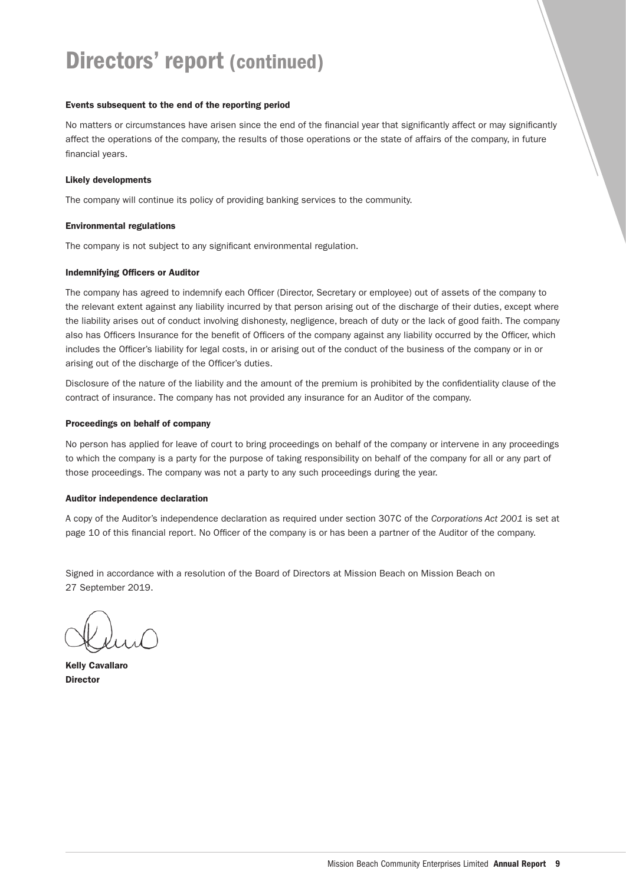# Directors' report (continued)

### Events subsequent to the end of the reporting period

No matters or circumstances have arisen since the end of the financial year that significantly affect or may significantly affect the operations of the company, the results of those operations or the state of affairs of the company, in future financial years.

### Likely developments

The company will continue its policy of providing banking services to the community.

### Environmental regulations

The company is not subject to any significant environmental regulation.

### Indemnifying Officers or Auditor

The company has agreed to indemnify each Officer (Director, Secretary or employee) out of assets of the company to the relevant extent against any liability incurred by that person arising out of the discharge of their duties, except where the liability arises out of conduct involving dishonesty, negligence, breach of duty or the lack of good faith. The company also has Officers Insurance for the benefit of Officers of the company against any liability occurred by the Officer, which includes the Officer's liability for legal costs, in or arising out of the conduct of the business of the company or in or arising out of the discharge of the Officer's duties.

Disclosure of the nature of the liability and the amount of the premium is prohibited by the confidentiality clause of the contract of insurance. The company has not provided any insurance for an Auditor of the company.

### Proceedings on behalf of company

No person has applied for leave of court to bring proceedings on behalf of the company or intervene in any proceedings to which the company is a party for the purpose of taking responsibility on behalf of the company for all or any part of those proceedings. The company was not a party to any such proceedings during the year.

### Auditor independence declaration

A copy of the Auditor's independence declaration as required under section 307C of the *Corporations Act 2001* is set at page 10 of this financial report. No Officer of the company is or has been a partner of the Auditor of the company.

Signed in accordance with a resolution of the Board of Directors at Mission Beach on Mission Beach on 27 September 2019.

**Kelly Cavallaro**
**Director**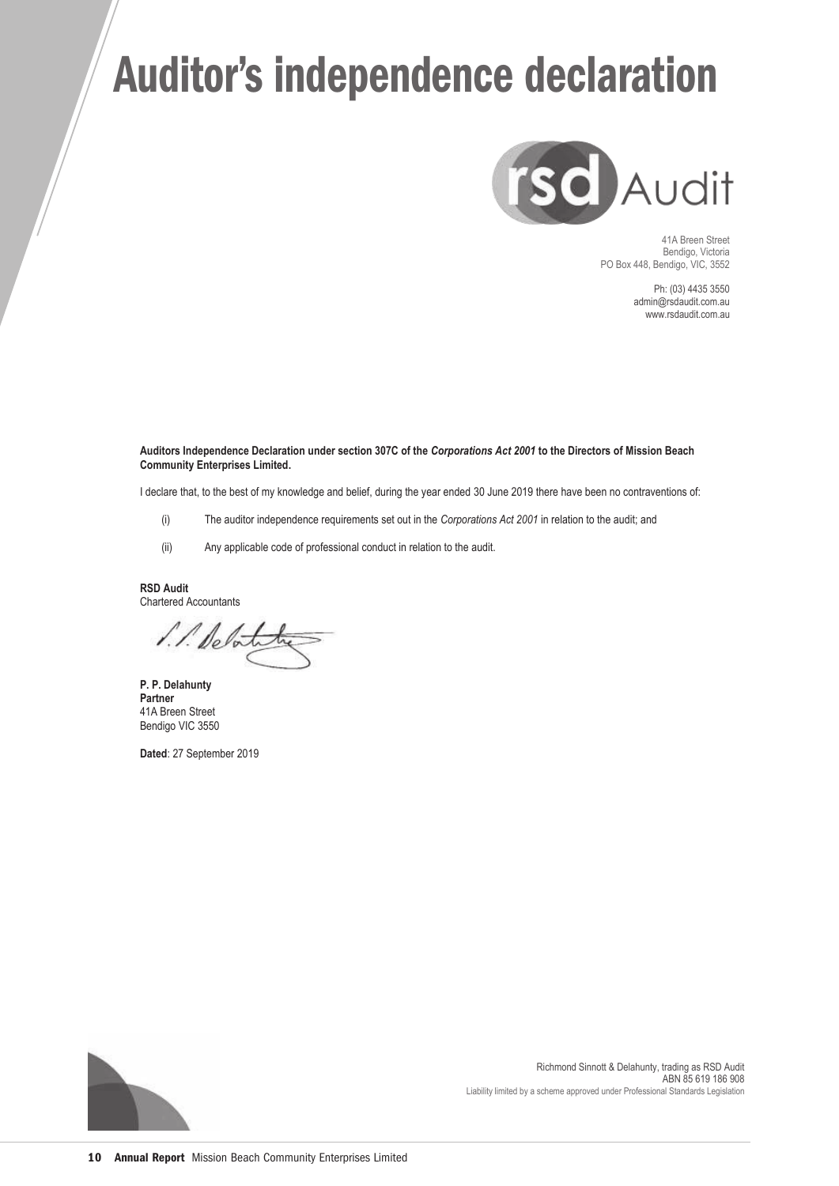# Auditor's independence declaration

rsd Audit

41A Breen Street
Bendigo, Victoria
PO Box 448, Bendigo, VIC, 3552

Ph: (03) 4435 3550
admin@rsdaudit.com.au
www.rsdaudit.com.au

**Auditors Independence Declaration under section 307C of the *Corporations Act 2001* to the Directors of Mission Beach Community Enterprises Limited.**

I declare that, to the best of my knowledge and belief, during the year ended 30 June 2019 there have been no contraventions of:

(i) The auditor independence requirements set out in the *Corporations Act 2001* in relation to the audit; and

(ii) Any applicable code of professional conduct in relation to the audit.

**RSD Audit**
Chartered Accountants

**P. P. Delahunty**
**Partner**
41A Breen Street
Bendigo VIC 3550

**Dated**: 27 September 2019

Richmond Sinnott & Delahunty, trading as RSD Audit
ABN 85 619 186 908
Liability limited by a scheme approved under Professional Standards Legislation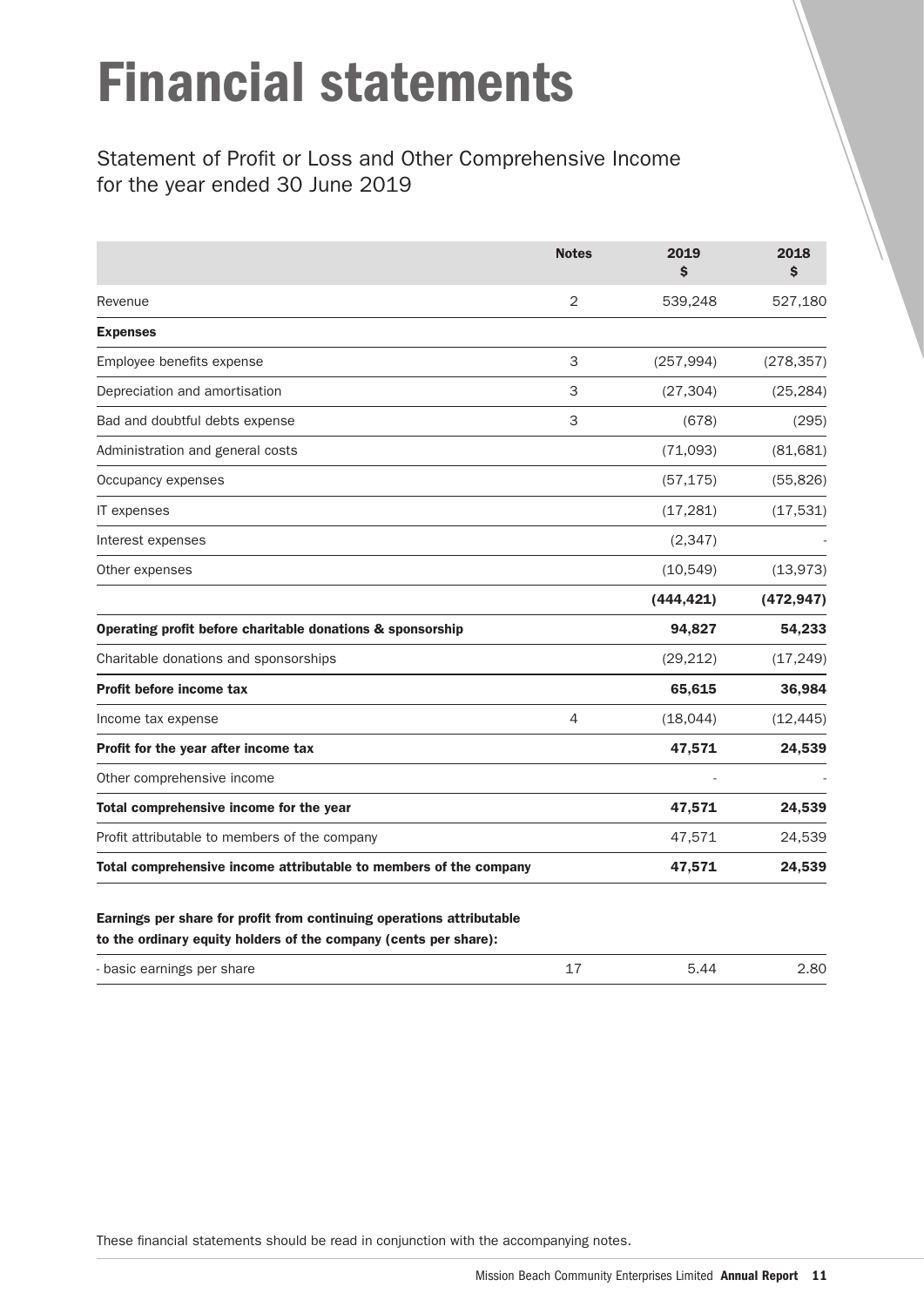# Financial statements

## Statement of Profit or Loss and Other Comprehensive Income for the year ended 30 June 2019

| | Notes | 2019 $ | 2018 $ |
|---|---|---|---|
| Revenue | 2 | 539,248 | 527,180 |
| **Expenses** | | | |
| Employee benefits expense | 3 | (257,994) | (278,357) |
| Depreciation and amortisation | 3 | (27,304) | (25,284) |
| Bad and doubtful debts expense | 3 | (678) | (295) |
| Administration and general costs | | (71,093) | (81,681) |
| Occupancy expenses | | (57,175) | (55,826) |
| IT expenses | | (17,281) | (17,531) |
| Interest expenses | | (2,347) | - |
| Other expenses | | (10,549) | (13,973) |
| | | **(444,421)** | **(472,947)** |
| **Operating profit before charitable donations & sponsorship** | | **94,827** | **54,233** |
| Charitable donations and sponsorships | | (29,212) | (17,249) |
| **Profit before income tax** | | **65,615** | **36,984** |
| Income tax expense | 4 | (18,044) | (12,445) |
| **Profit for the year after income tax** | | **47,571** | **24,539** |
| Other comprehensive income | | - | - |
| **Total comprehensive income for the year** | | **47,571** | **24,539** |
| Profit attributable to members of the company | | 47,571 | 24,539 |
| **Total comprehensive income attributable to members of the company** | | **47,571** | **24,539** |

**Earnings per share for profit from continuing operations attributable to the ordinary equity holders of the company (cents per share):**

| | | | |
|---|---|---|---|
| - basic earnings per share | 17 | 5.44 | 2.80 |

These financial statements should be read in conjunction with the accompanying notes.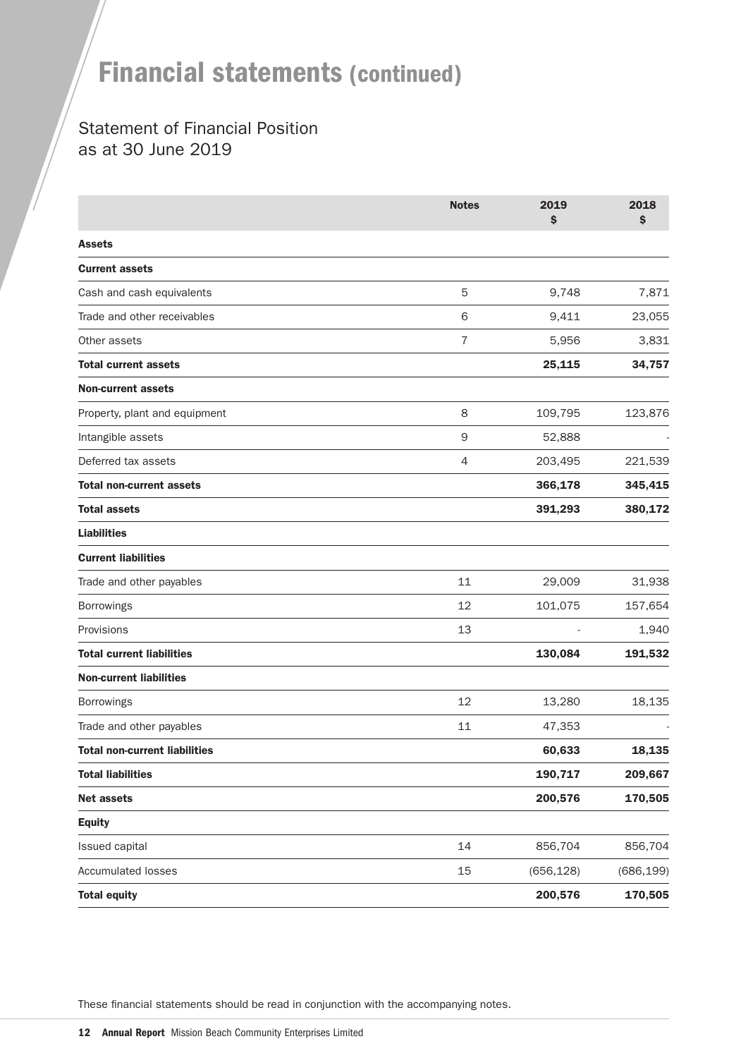# Financial statements (continued)

## Statement of Financial Position
## as at 30 June 2019

| | Notes | 2019<br>$ | 2018<br>$ |
|---|---|---|---|
| **Assets** | | | |
| **Current assets** | | | |
| Cash and cash equivalents | 5 | 9,748 | 7,871 |
| Trade and other receivables | 6 | 9,411 | 23,055 |
| Other assets | 7 | 5,956 | 3,831 |
| **Total current assets** | | **25,115** | **34,757** |
| **Non-current assets** | | | |
| Property, plant and equipment | 8 | 109,795 | 123,876 |
| Intangible assets | 9 | 52,888 | - |
| Deferred tax assets | 4 | 203,495 | 221,539 |
| **Total non-current assets** | | **366,178** | **345,415** |
| **Total assets** | | **391,293** | **380,172** |
| **Liabilities** | | | |
| **Current liabilities** | | | |
| Trade and other payables | 11 | 29,009 | 31,938 |
| Borrowings | 12 | 101,075 | 157,654 |
| Provisions | 13 | - | 1,940 |
| **Total current liabilities** | | **130,084** | **191,532** |
| **Non-current liabilities** | | | |
| Borrowings | 12 | 13,280 | 18,135 |
| Trade and other payables | 11 | 47,353 | - |
| **Total non-current liabilities** | | **60,633** | **18,135** |
| **Total liabilities** | | **190,717** | **209,667** |
| **Net assets** | | **200,576** | **170,505** |
| **Equity** | | | |
| Issued capital | 14 | 856,704 | 856,704 |
| Accumulated losses | 15 | (656,128) | (686,199) |
| **Total equity** | | **200,576** | **170,505** |

These financial statements should be read in conjunction with the accompanying notes.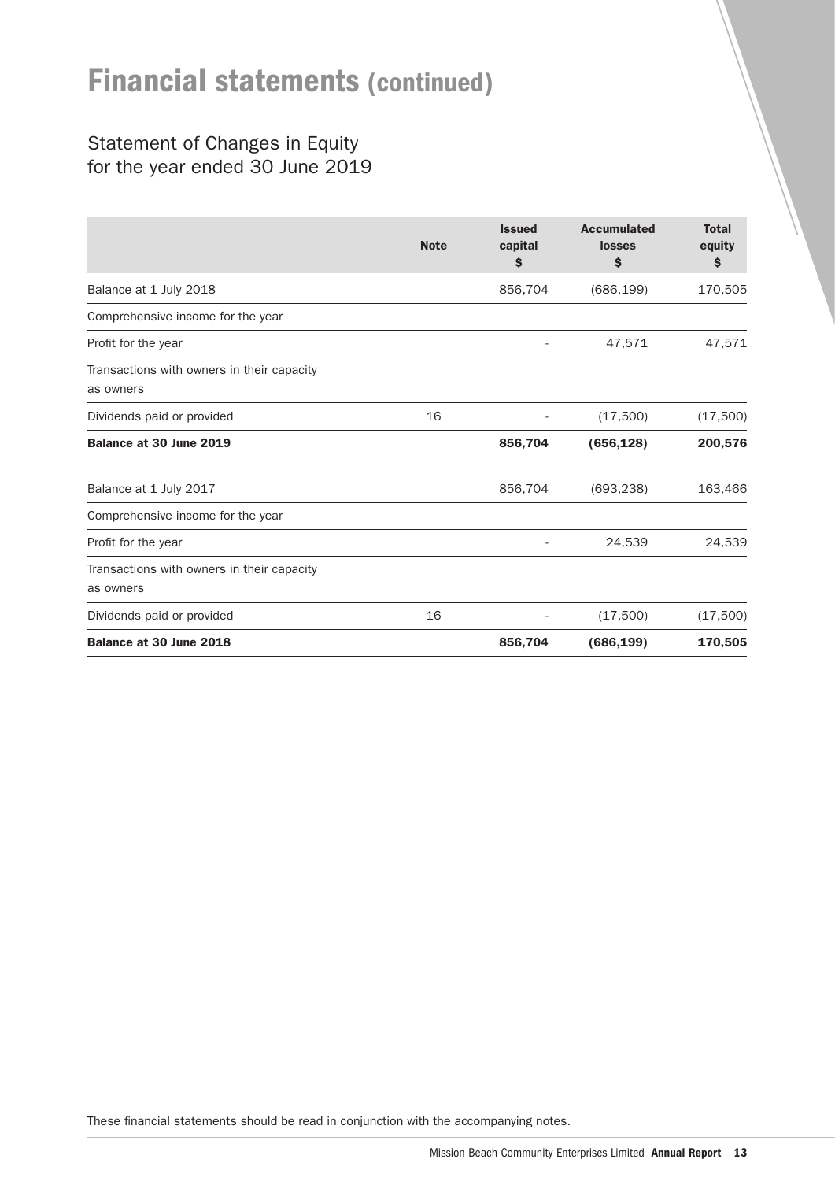# Financial statements (continued)

## Statement of Changes in Equity
for the year ended 30 June 2019

| | Note | Issued capital $ | Accumulated losses $ | Total equity $ |
|---|---|---|---|---|
| Balance at 1 July 2018 | | 856,704 | (686,199) | 170,505 |
| Comprehensive income for the year | | | | |
| Profit for the year | | - | 47,571 | 47,571 |
| Transactions with owners in their capacity as owners | | | | |
| Dividends paid or provided | 16 | - | (17,500) | (17,500) |
| **Balance at 30 June 2019** | | **856,704** | **(656,128)** | **200,576** |
| Balance at 1 July 2017 | | 856,704 | (693,238) | 163,466 |
| Comprehensive income for the year | | | | |
| Profit for the year | | - | 24,539 | 24,539 |
| Transactions with owners in their capacity as owners | | | | |
| Dividends paid or provided | 16 | - | (17,500) | (17,500) |
| **Balance at 30 June 2018** | | **856,704** | **(686,199)** | **170,505** |

These financial statements should be read in conjunction with the accompanying notes.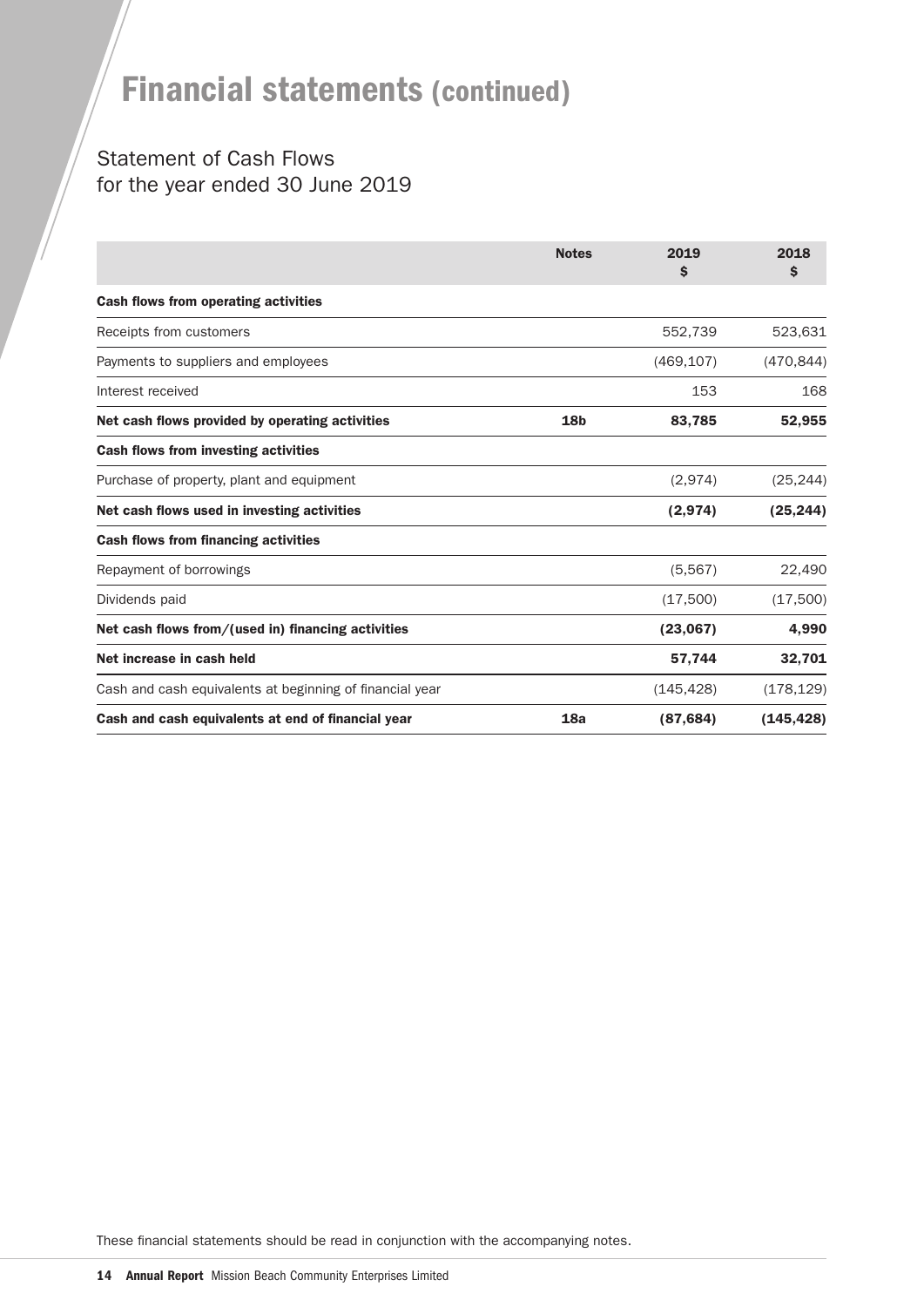# Financial statements (continued)

## Statement of Cash Flows for the year ended 30 June 2019

| | Notes | 2019 $ | 2018 $ |
|---|---|---|---|
| **Cash flows from operating activities** | | | |
| Receipts from customers | | 552,739 | 523,631 |
| Payments to suppliers and employees | | (469,107) | (470,844) |
| Interest received | | 153 | 168 |
| **Net cash flows provided by operating activities** | **18b** | **83,785** | **52,955** |
| **Cash flows from investing activities** | | | |
| Purchase of property, plant and equipment | | (2,974) | (25,244) |
| **Net cash flows used in investing activities** | | **(2,974)** | **(25,244)** |
| **Cash flows from financing activities** | | | |
| Repayment of borrowings | | (5,567) | 22,490 |
| Dividends paid | | (17,500) | (17,500) |
| **Net cash flows from/(used in) financing activities** | | **(23,067)** | **4,990** |
| **Net increase in cash held** | | **57,744** | **32,701** |
| Cash and cash equivalents at beginning of financial year | | (145,428) | (178,129) |
| **Cash and cash equivalents at end of financial year** | **18a** | **(87,684)** | **(145,428)** |

These financial statements should be read in conjunction with the accompanying notes.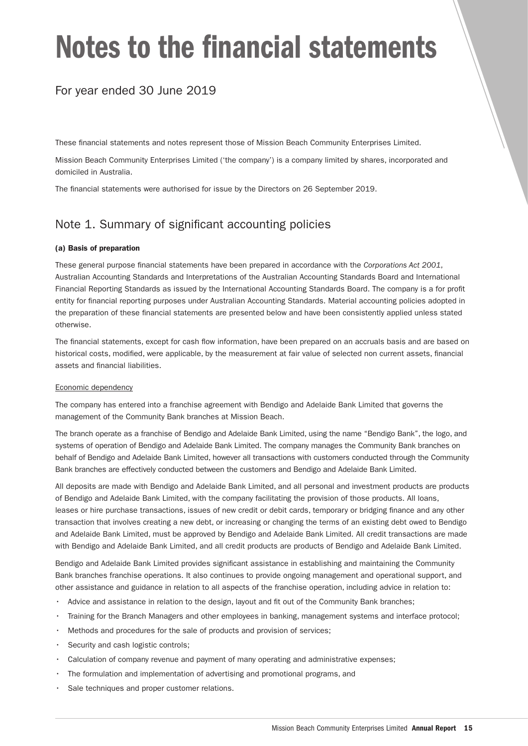# Notes to the financial statements

## For year ended 30 June 2019

These financial statements and notes represent those of Mission Beach Community Enterprises Limited.

Mission Beach Community Enterprises Limited ('the company') is a company limited by shares, incorporated and domiciled in Australia.

The financial statements were authorised for issue by the Directors on 26 September 2019.

## Note 1. Summary of significant accounting policies

**(a) Basis of preparation**

These general purpose financial statements have been prepared in accordance with the *Corporations Act 2001*, Australian Accounting Standards and Interpretations of the Australian Accounting Standards Board and International Financial Reporting Standards as issued by the International Accounting Standards Board. The company is a for profit entity for financial reporting purposes under Australian Accounting Standards. Material accounting policies adopted in the preparation of these financial statements are presented below and have been consistently applied unless stated otherwise.

The financial statements, except for cash flow information, have been prepared on an accruals basis and are based on historical costs, modified, were applicable, by the measurement at fair value of selected non current assets, financial assets and financial liabilities.

Economic dependency

The company has entered into a franchise agreement with Bendigo and Adelaide Bank Limited that governs the management of the Community Bank branches at Mission Beach.

The branch operate as a franchise of Bendigo and Adelaide Bank Limited, using the name "Bendigo Bank", the logo, and systems of operation of Bendigo and Adelaide Bank Limited. The company manages the Community Bank branches on behalf of Bendigo and Adelaide Bank Limited, however all transactions with customers conducted through the Community Bank branches are effectively conducted between the customers and Bendigo and Adelaide Bank Limited.

All deposits are made with Bendigo and Adelaide Bank Limited, and all personal and investment products are products of Bendigo and Adelaide Bank Limited, with the company facilitating the provision of those products. All loans, leases or hire purchase transactions, issues of new credit or debit cards, temporary or bridging finance and any other transaction that involves creating a new debt, or increasing or changing the terms of an existing debt owed to Bendigo and Adelaide Bank Limited, must be approved by Bendigo and Adelaide Bank Limited. All credit transactions are made with Bendigo and Adelaide Bank Limited, and all credit products are products of Bendigo and Adelaide Bank Limited.

Bendigo and Adelaide Bank Limited provides significant assistance in establishing and maintaining the Community Bank branches franchise operations. It also continues to provide ongoing management and operational support, and other assistance and guidance in relation to all aspects of the franchise operation, including advice in relation to:

- Advice and assistance in relation to the design, layout and fit out of the Community Bank branches;
- Training for the Branch Managers and other employees in banking, management systems and interface protocol;
- Methods and procedures for the sale of products and provision of services;
- Security and cash logistic controls;
- Calculation of company revenue and payment of many operating and administrative expenses;
- The formulation and implementation of advertising and promotional programs, and
- Sale techniques and proper customer relations.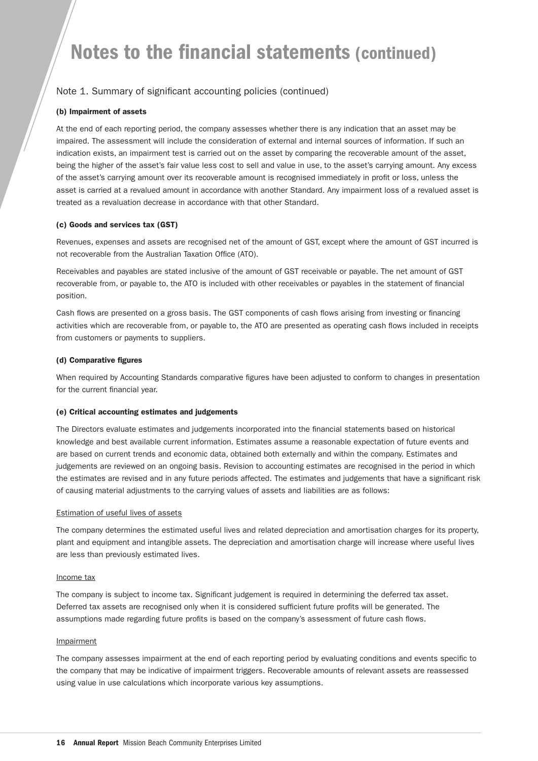# Notes to the financial statements (continued)

## Note 1. Summary of significant accounting policies (continued)

### (b) Impairment of assets

At the end of each reporting period, the company assesses whether there is any indication that an asset may be impaired. The assessment will include the consideration of external and internal sources of information. If such an indication exists, an impairment test is carried out on the asset by comparing the recoverable amount of the asset, being the higher of the asset's fair value less cost to sell and value in use, to the asset's carrying amount. Any excess of the asset's carrying amount over its recoverable amount is recognised immediately in profit or loss, unless the asset is carried at a revalued amount in accordance with another Standard. Any impairment loss of a revalued asset is treated as a revaluation decrease in accordance with that other Standard.

### (c) Goods and services tax (GST)

Revenues, expenses and assets are recognised net of the amount of GST, except where the amount of GST incurred is not recoverable from the Australian Taxation Office (ATO).

Receivables and payables are stated inclusive of the amount of GST receivable or payable. The net amount of GST recoverable from, or payable to, the ATO is included with other receivables or payables in the statement of financial position.

Cash flows are presented on a gross basis. The GST components of cash flows arising from investing or financing activities which are recoverable from, or payable to, the ATO are presented as operating cash flows included in receipts from customers or payments to suppliers.

### (d) Comparative figures

When required by Accounting Standards comparative figures have been adjusted to conform to changes in presentation for the current financial year.

### (e) Critical accounting estimates and judgements

The Directors evaluate estimates and judgements incorporated into the financial statements based on historical knowledge and best available current information. Estimates assume a reasonable expectation of future events and are based on current trends and economic data, obtained both externally and within the company. Estimates and judgements are reviewed on an ongoing basis. Revision to accounting estimates are recognised in the period in which the estimates are revised and in any future periods affected. The estimates and judgements that have a significant risk of causing material adjustments to the carrying values of assets and liabilities are as follows:

Estimation of useful lives of assets

The company determines the estimated useful lives and related depreciation and amortisation charges for its property, plant and equipment and intangible assets. The depreciation and amortisation charge will increase where useful lives are less than previously estimated lives.

Income tax

The company is subject to income tax. Significant judgement is required in determining the deferred tax asset. Deferred tax assets are recognised only when it is considered sufficient future profits will be generated. The assumptions made regarding future profits is based on the company's assessment of future cash flows.

Impairment

The company assesses impairment at the end of each reporting period by evaluating conditions and events specific to the company that may be indicative of impairment triggers. Recoverable amounts of relevant assets are reassessed using value in use calculations which incorporate various key assumptions.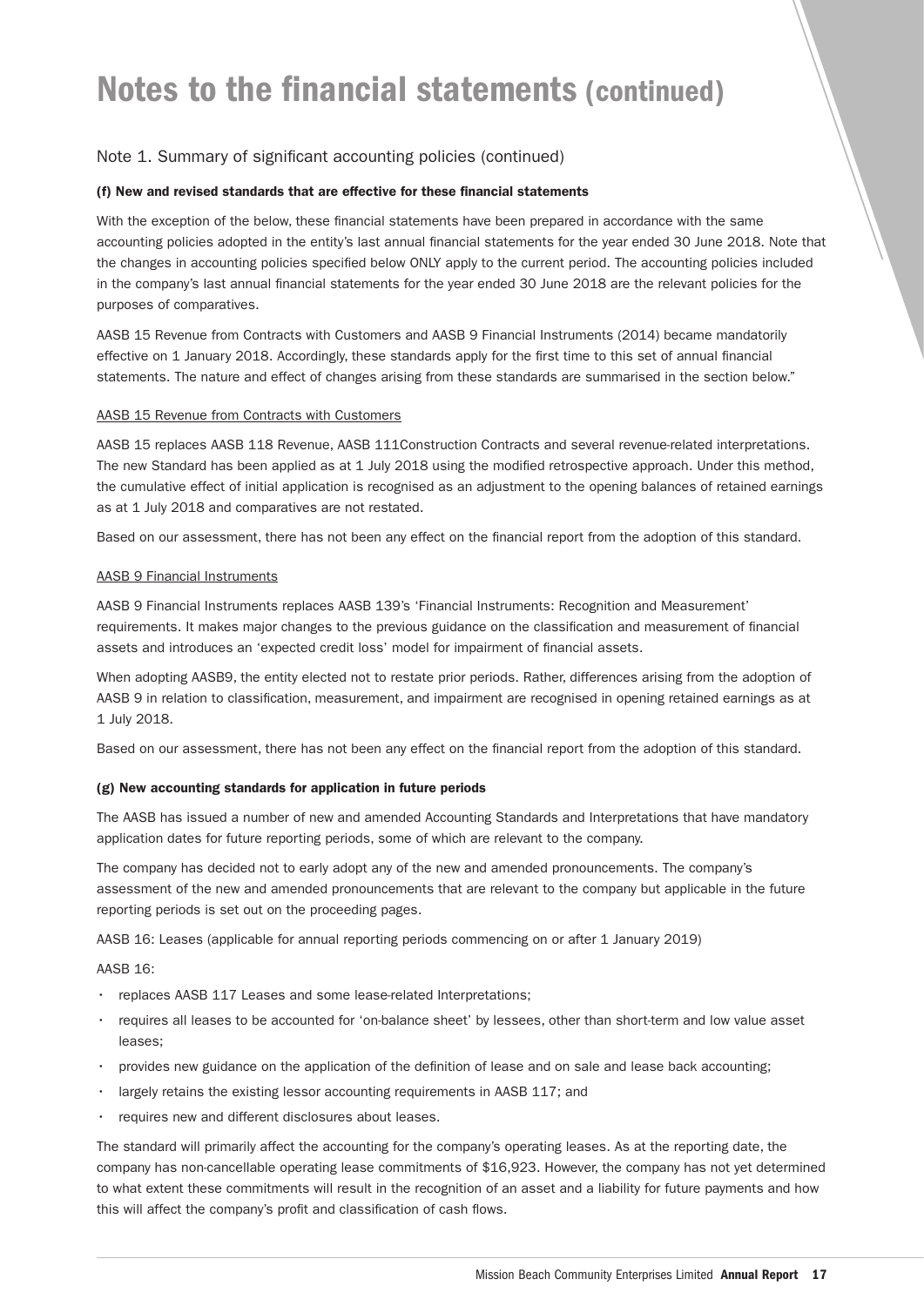# Notes to the financial statements (continued)

## Note 1. Summary of significant accounting policies (continued)

### (f) New and revised standards that are effective for these financial statements

With the exception of the below, these financial statements have been prepared in accordance with the same accounting policies adopted in the entity's last annual financial statements for the year ended 30 June 2018. Note that the changes in accounting policies specified below ONLY apply to the current period. The accounting policies included in the company's last annual financial statements for the year ended 30 June 2018 are the relevant policies for the purposes of comparatives.

AASB 15 Revenue from Contracts with Customers and AASB 9 Financial Instruments (2014) became mandatorily effective on 1 January 2018. Accordingly, these standards apply for the first time to this set of annual financial statements. The nature and effect of changes arising from these standards are summarised in the section below."

AASB 15 Revenue from Contracts with Customers

AASB 15 replaces AASB 118 Revenue, AASB 111Construction Contracts and several revenue-related interpretations. The new Standard has been applied as at 1 July 2018 using the modified retrospective approach. Under this method, the cumulative effect of initial application is recognised as an adjustment to the opening balances of retained earnings as at 1 July 2018 and comparatives are not restated.

Based on our assessment, there has not been any effect on the financial report from the adoption of this standard.

AASB 9 Financial Instruments

AASB 9 Financial Instruments replaces AASB 139's 'Financial Instruments: Recognition and Measurement' requirements. It makes major changes to the previous guidance on the classification and measurement of financial assets and introduces an 'expected credit loss' model for impairment of financial assets.

When adopting AASB9, the entity elected not to restate prior periods. Rather, differences arising from the adoption of AASB 9 in relation to classification, measurement, and impairment are recognised in opening retained earnings as at 1 July 2018.

Based on our assessment, there has not been any effect on the financial report from the adoption of this standard.

### (g) New accounting standards for application in future periods

The AASB has issued a number of new and amended Accounting Standards and Interpretations that have mandatory application dates for future reporting periods, some of which are relevant to the company.

The company has decided not to early adopt any of the new and amended pronouncements. The company's assessment of the new and amended pronouncements that are relevant to the company but applicable in the future reporting periods is set out on the proceeding pages.

AASB 16: Leases (applicable for annual reporting periods commencing on or after 1 January 2019)

AASB 16:

- replaces AASB 117 Leases and some lease-related Interpretations;
- requires all leases to be accounted for 'on-balance sheet' by lessees, other than short-term and low value asset leases;
- provides new guidance on the application of the definition of lease and on sale and lease back accounting;
- largely retains the existing lessor accounting requirements in AASB 117; and
- requires new and different disclosures about leases.

The standard will primarily affect the accounting for the company's operating leases. As at the reporting date, the company has non-cancellable operating lease commitments of $16,923. However, the company has not yet determined to what extent these commitments will result in the recognition of an asset and a liability for future payments and how this will affect the company's profit and classification of cash flows.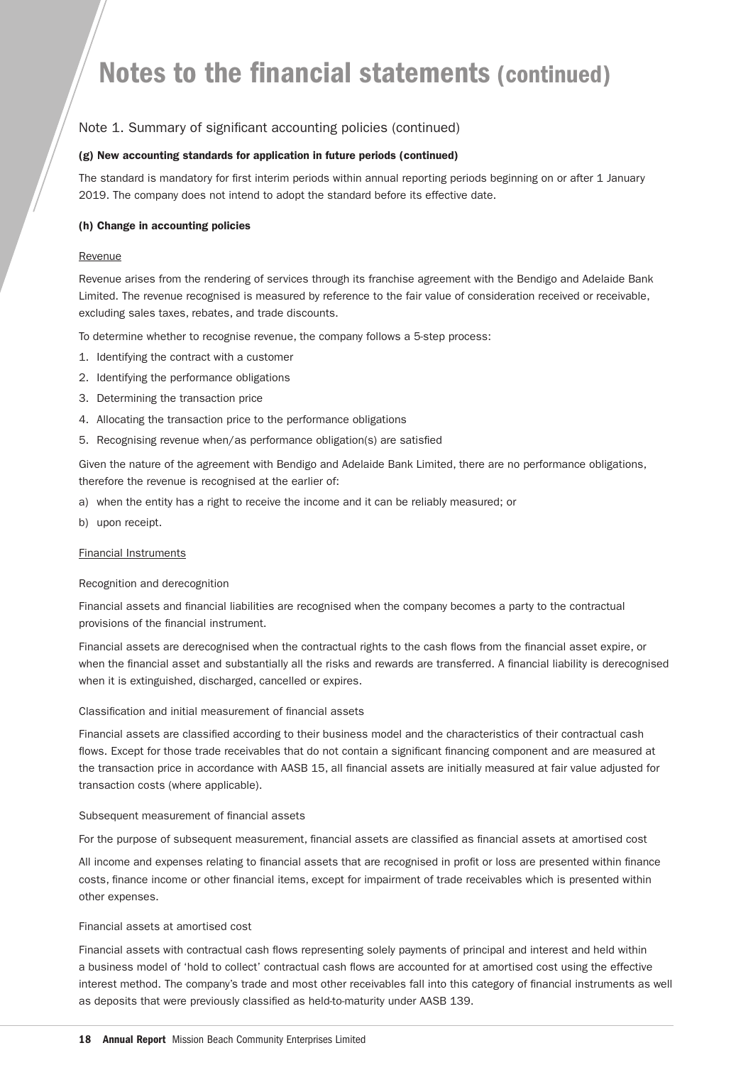# Notes to the financial statements (continued)

## Note 1. Summary of significant accounting policies (continued)

### (g) New accounting standards for application in future periods (continued)

The standard is mandatory for first interim periods within annual reporting periods beginning on or after 1 January 2019. The company does not intend to adopt the standard before its effective date.

### (h) Change in accounting policies

Revenue

Revenue arises from the rendering of services through its franchise agreement with the Bendigo and Adelaide Bank Limited. The revenue recognised is measured by reference to the fair value of consideration received or receivable, excluding sales taxes, rebates, and trade discounts.

To determine whether to recognise revenue, the company follows a 5-step process:

1. Identifying the contract with a customer
2. Identifying the performance obligations
3. Determining the transaction price
4. Allocating the transaction price to the performance obligations
5. Recognising revenue when/as performance obligation(s) are satisfied

Given the nature of the agreement with Bendigo and Adelaide Bank Limited, there are no performance obligations, therefore the revenue is recognised at the earlier of:

a) when the entity has a right to receive the income and it can be reliably measured; or

b) upon receipt.

Financial Instruments

Recognition and derecognition

Financial assets and financial liabilities are recognised when the company becomes a party to the contractual provisions of the financial instrument.

Financial assets are derecognised when the contractual rights to the cash flows from the financial asset expire, or when the financial asset and substantially all the risks and rewards are transferred. A financial liability is derecognised when it is extinguished, discharged, cancelled or expires.

Classification and initial measurement of financial assets

Financial assets are classified according to their business model and the characteristics of their contractual cash flows. Except for those trade receivables that do not contain a significant financing component and are measured at the transaction price in accordance with AASB 15, all financial assets are initially measured at fair value adjusted for transaction costs (where applicable).

Subsequent measurement of financial assets

For the purpose of subsequent measurement, financial assets are classified as financial assets at amortised cost

All income and expenses relating to financial assets that are recognised in profit or loss are presented within finance costs, finance income or other financial items, except for impairment of trade receivables which is presented within other expenses.

Financial assets at amortised cost

Financial assets with contractual cash flows representing solely payments of principal and interest and held within a business model of 'hold to collect' contractual cash flows are accounted for at amortised cost using the effective interest method. The company's trade and most other receivables fall into this category of financial instruments as well as deposits that were previously classified as held-to-maturity under AASB 139.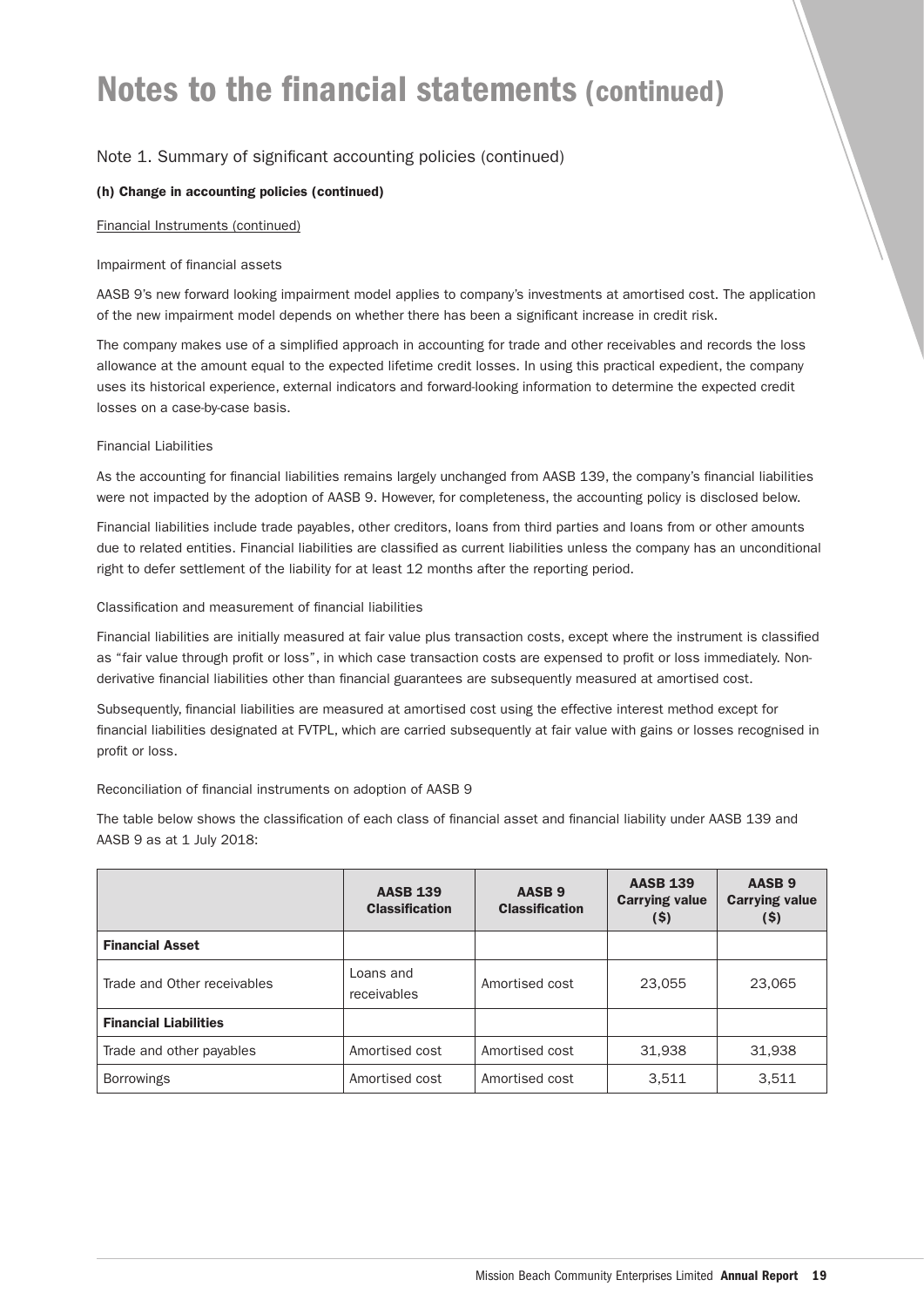# Notes to the financial statements (continued)

## Note 1. Summary of significant accounting policies (continued)

### (h) Change in accounting policies (continued)

Financial Instruments (continued)

Impairment of financial assets

AASB 9's new forward looking impairment model applies to company's investments at amortised cost. The application of the new impairment model depends on whether there has been a significant increase in credit risk.

The company makes use of a simplified approach in accounting for trade and other receivables and records the loss allowance at the amount equal to the expected lifetime credit losses. In using this practical expedient, the company uses its historical experience, external indicators and forward-looking information to determine the expected credit losses on a case-by-case basis.

Financial Liabilities

As the accounting for financial liabilities remains largely unchanged from AASB 139, the company's financial liabilities were not impacted by the adoption of AASB 9. However, for completeness, the accounting policy is disclosed below.

Financial liabilities include trade payables, other creditors, loans from third parties and loans from or other amounts due to related entities. Financial liabilities are classified as current liabilities unless the company has an unconditional right to defer settlement of the liability for at least 12 months after the reporting period.

Classification and measurement of financial liabilities

Financial liabilities are initially measured at fair value plus transaction costs, except where the instrument is classified as "fair value through profit or loss", in which case transaction costs are expensed to profit or loss immediately. Non-derivative financial liabilities other than financial guarantees are subsequently measured at amortised cost.

Subsequently, financial liabilities are measured at amortised cost using the effective interest method except for financial liabilities designated at FVTPL, which are carried subsequently at fair value with gains or losses recognised in profit or loss.

Reconciliation of financial instruments on adoption of AASB 9

The table below shows the classification of each class of financial asset and financial liability under AASB 139 and AASB 9 as at 1 July 2018:

| | AASB 139 Classification | AASB 9 Classification | AASB 139 Carrying value ($) | AASB 9 Carrying value ($) |
|---|---|---|---|---|
| **Financial Asset** | | | | |
| Trade and Other receivables | Loans and receivables | Amortised cost | 23,055 | 23,065 |
| **Financial Liabilities** | | | | |
| Trade and other payables | Amortised cost | Amortised cost | 31,938 | 31,938 |
| Borrowings | Amortised cost | Amortised cost | 3,511 | 3,511 |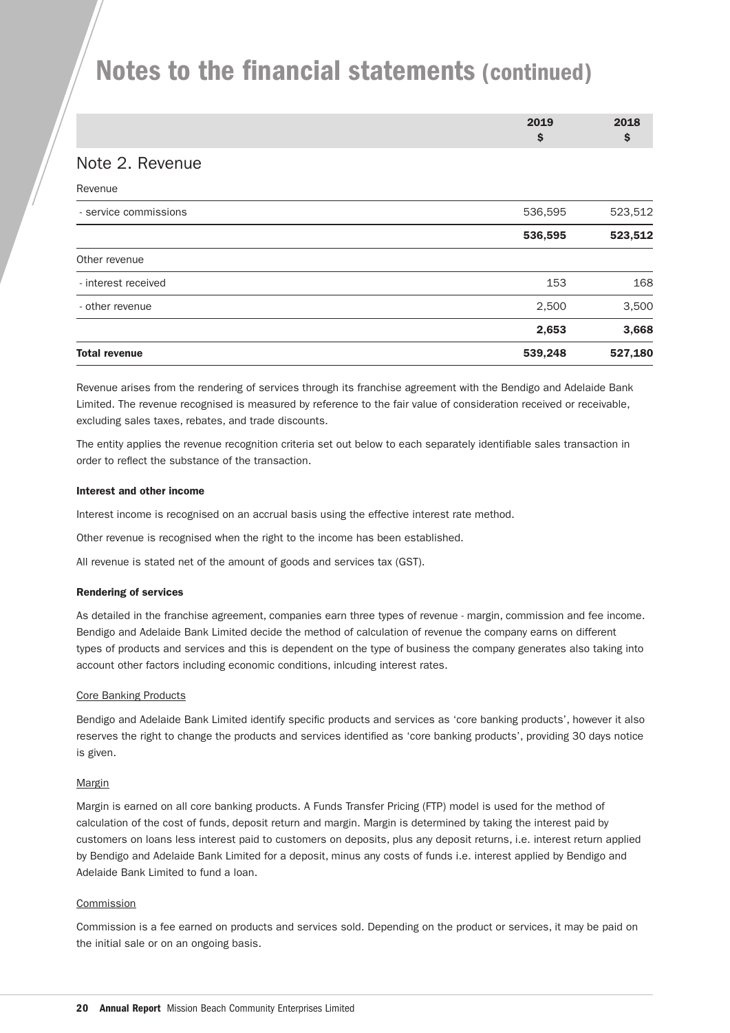# Notes to the financial statements (continued)

## Note 2. Revenue

| | 2019 $ | 2018 $ |
|---|---|---|
| Revenue | | |
| - service commissions | 536,595 | 523,512 |
| | **536,595** | **523,512** |
| Other revenue | | |
| - interest received | 153 | 168 |
| - other revenue | 2,500 | 3,500 |
| | **2,653** | **3,668** |
| **Total revenue** | **539,248** | **527,180** |

Revenue arises from the rendering of services through its franchise agreement with the Bendigo and Adelaide Bank Limited. The revenue recognised is measured by reference to the fair value of consideration received or receivable, excluding sales taxes, rebates, and trade discounts.

The entity applies the revenue recognition criteria set out below to each separately identifiable sales transaction in order to reflect the substance of the transaction.

#### Interest and other income

Interest income is recognised on an accrual basis using the effective interest rate method.

Other revenue is recognised when the right to the income has been established.

All revenue is stated net of the amount of goods and services tax (GST).

#### Rendering of services

As detailed in the franchise agreement, companies earn three types of revenue - margin, commission and fee income. Bendigo and Adelaide Bank Limited decide the method of calculation of revenue the company earns on different types of products and services and this is dependent on the type of business the company generates also taking into account other factors including economic conditions, inlcuding interest rates.

Core Banking Products

Bendigo and Adelaide Bank Limited identify specific products and services as 'core banking products', however it also reserves the right to change the products and services identified as 'core banking products', providing 30 days notice is given.

Margin

Margin is earned on all core banking products. A Funds Transfer Pricing (FTP) model is used for the method of calculation of the cost of funds, deposit return and margin. Margin is determined by taking the interest paid by customers on loans less interest paid to customers on deposits, plus any deposit returns, i.e. interest return applied by Bendigo and Adelaide Bank Limited for a deposit, minus any costs of funds i.e. interest applied by Bendigo and Adelaide Bank Limited to fund a loan.

Commission

Commission is a fee earned on products and services sold. Depending on the product or services, it may be paid on the initial sale or on an ongoing basis.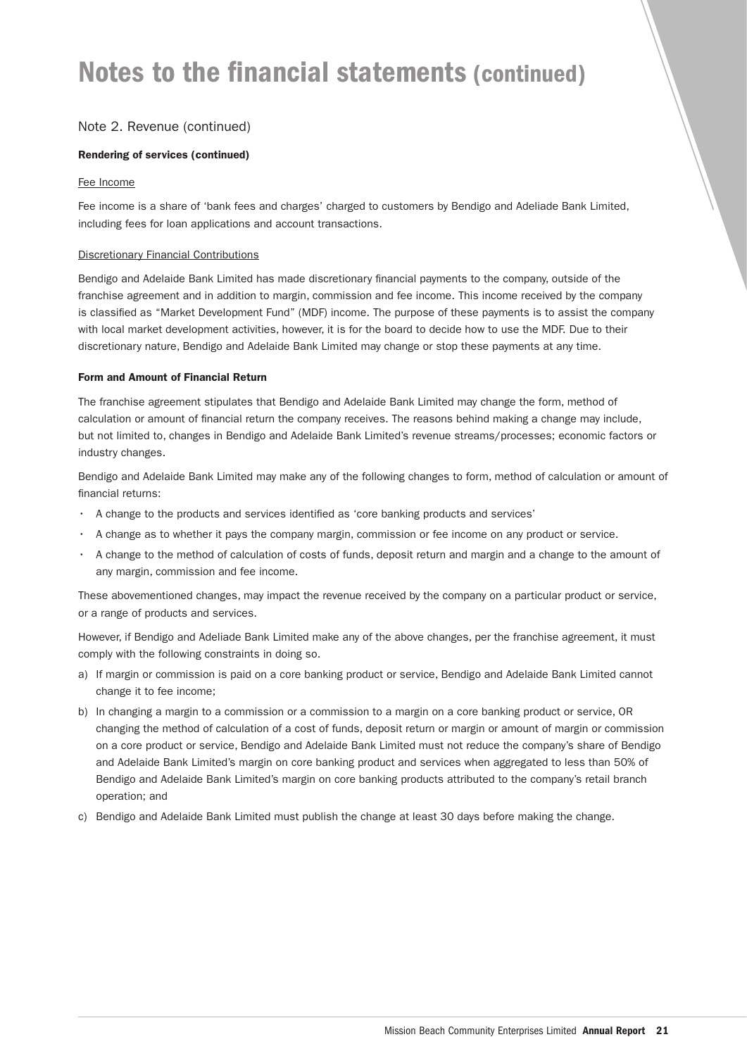# Notes to the financial statements (continued)

## Note 2. Revenue (continued)

### Rendering of services (continued)

Fee Income

Fee income is a share of 'bank fees and charges' charged to customers by Bendigo and Adeliade Bank Limited, including fees for loan applications and account transactions.

Discretionary Financial Contributions

Bendigo and Adelaide Bank Limited has made discretionary financial payments to the company, outside of the franchise agreement and in addition to margin, commission and fee income. This income received by the company is classified as "Market Development Fund" (MDF) income. The purpose of these payments is to assist the company with local market development activities, however, it is for the board to decide how to use the MDF. Due to their discretionary nature, Bendigo and Adelaide Bank Limited may change or stop these payments at any time.

### Form and Amount of Financial Return

The franchise agreement stipulates that Bendigo and Adelaide Bank Limited may change the form, method of calculation or amount of financial return the company receives. The reasons behind making a change may include, but not limited to, changes in Bendigo and Adelaide Bank Limited's revenue streams/processes; economic factors or industry changes.

Bendigo and Adelaide Bank Limited may make any of the following changes to form, method of calculation or amount of financial returns:

- A change to the products and services identified as 'core banking products and services'
- A change as to whether it pays the company margin, commission or fee income on any product or service.
- A change to the method of calculation of costs of funds, deposit return and margin and a change to the amount of any margin, commission and fee income.

These abovementioned changes, may impact the revenue received by the company on a particular product or service, or a range of products and services.

However, if Bendigo and Adeliade Bank Limited make any of the above changes, per the franchise agreement, it must comply with the following constraints in doing so.

a) If margin or commission is paid on a core banking product or service, Bendigo and Adelaide Bank Limited cannot change it to fee income;

b) In changing a margin to a commission or a commission to a margin on a core banking product or service, OR changing the method of calculation of a cost of funds, deposit return or margin or amount of margin or commission on a core product or service, Bendigo and Adelaide Bank Limited must not reduce the company's share of Bendigo and Adelaide Bank Limited's margin on core banking product and services when aggregated to less than 50% of Bendigo and Adelaide Bank Limited's margin on core banking products attributed to the company's retail branch operation; and

c) Bendigo and Adelaide Bank Limited must publish the change at least 30 days before making the change.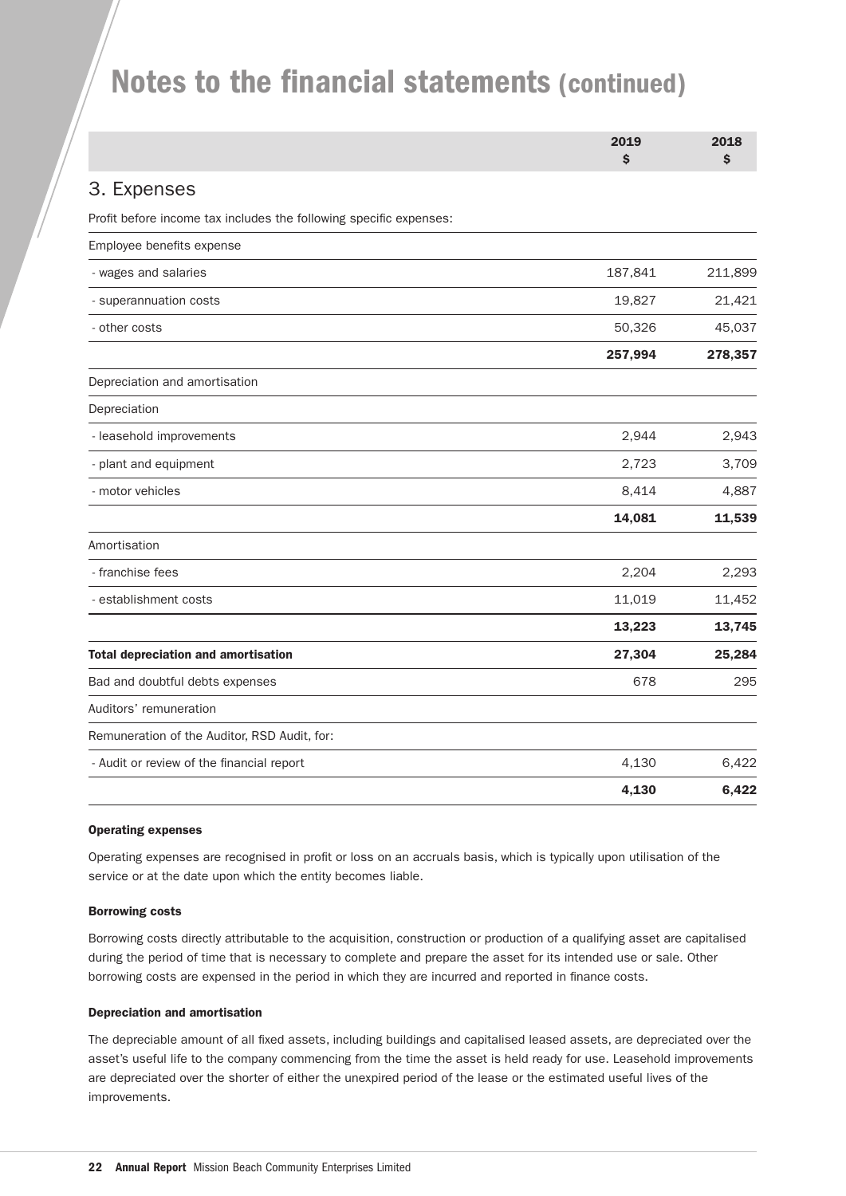# Notes to the financial statements (continued)

| | 2019 $ | 2018 $ |
|---|---|---|

## 3. Expenses

Profit before income tax includes the following specific expenses:

| | 2019 $ | 2018 $ |
|---|---|---|
| Employee benefits expense | | |
| - wages and salaries | 187,841 | 211,899 |
| - superannuation costs | 19,827 | 21,421 |
| - other costs | 50,326 | 45,037 |
| | **257,994** | **278,357** |
| Depreciation and amortisation | | |
| Depreciation | | |
| - leasehold improvements | 2,944 | 2,943 |
| - plant and equipment | 2,723 | 3,709 |
| - motor vehicles | 8,414 | 4,887 |
| | **14,081** | **11,539** |
| Amortisation | | |
| - franchise fees | 2,204 | 2,293 |
| - establishment costs | 11,019 | 11,452 |
| | **13,223** | **13,745** |
| **Total depreciation and amortisation** | **27,304** | **25,284** |
| Bad and doubtful debts expenses | 678 | 295 |
| Auditors' remuneration | | |
| Remuneration of the Auditor, RSD Audit, for: | | |
| - Audit or review of the financial report | 4,130 | 6,422 |
| | **4,130** | **6,422** |

#### Operating expenses

Operating expenses are recognised in profit or loss on an accruals basis, which is typically upon utilisation of the service or at the date upon which the entity becomes liable.

#### Borrowing costs

Borrowing costs directly attributable to the acquisition, construction or production of a qualifying asset are capitalised during the period of time that is necessary to complete and prepare the asset for its intended use or sale. Other borrowing costs are expensed in the period in which they are incurred and reported in finance costs.

#### Depreciation and amortisation

The depreciable amount of all fixed assets, including buildings and capitalised leased assets, are depreciated over the asset's useful life to the company commencing from the time the asset is held ready for use. Leasehold improvements are depreciated over the shorter of either the unexpired period of the lease or the estimated useful lives of the improvements.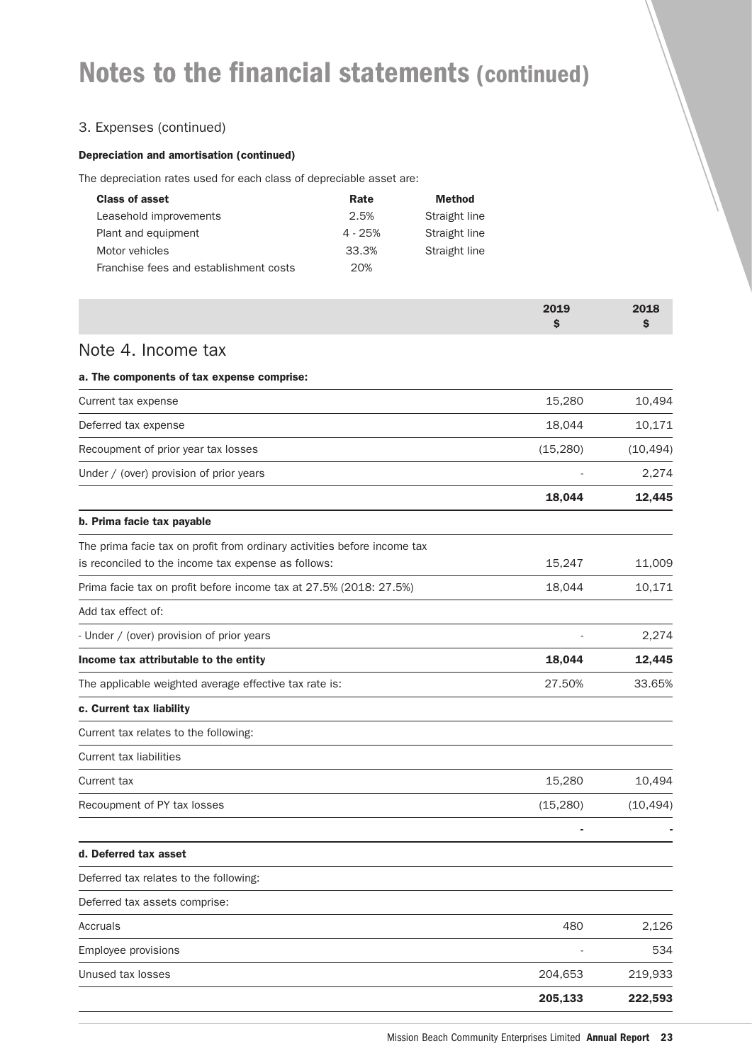# Notes to the financial statements (continued)

## 3. Expenses (continued)

**Depreciation and amortisation (continued)**

The depreciation rates used for each class of depreciable asset are:

| Class of asset | Rate | Method |
|---|---|---|
| Leasehold improvements | 2.5% | Straight line |
| Plant and equipment | 4 - 25% | Straight line |
| Motor vehicles | 33.3% | Straight line |
| Franchise fees and establishment costs | 20% | |

## Note 4. Income tax

| | 2019 $ | 2018 $ |
|---|---|---|
| **a. The components of tax expense comprise:** | | |
| Current tax expense | 15,280 | 10,494 |
| Deferred tax expense | 18,044 | 10,171 |
| Recoupment of prior year tax losses | (15,280) | (10,494) |
| Under / (over) provision of prior years | - | 2,274 |
| | **18,044** | **12,445** |
| **b. Prima facie tax payable** | | |
| The prima facie tax on profit from ordinary activities before income tax is reconciled to the income tax expense as follows: | 15,247 | 11,009 |
| Prima facie tax on profit before income tax at 27.5% (2018: 27.5%) | 18,044 | 10,171 |
| Add tax effect of: | | |
| - Under / (over) provision of prior years | - | 2,274 |
| **Income tax attributable to the entity** | **18,044** | **12,445** |
| The applicable weighted average effective tax rate is: | 27.50% | 33.65% |
| **c. Current tax liability** | | |
| Current tax relates to the following: | | |
| Current tax liabilities | | |
| Current tax | 15,280 | 10,494 |
| Recoupment of PY tax losses | (15,280) | (10,494) |
| | - | - |
| **d. Deferred tax asset** | | |
| Deferred tax relates to the following: | | |
| Deferred tax assets comprise: | | |
| Accruals | 480 | 2,126 |
| Employee provisions | - | 534 |
| Unused tax losses | 204,653 | 219,933 |
| | **205,133** | **222,593** |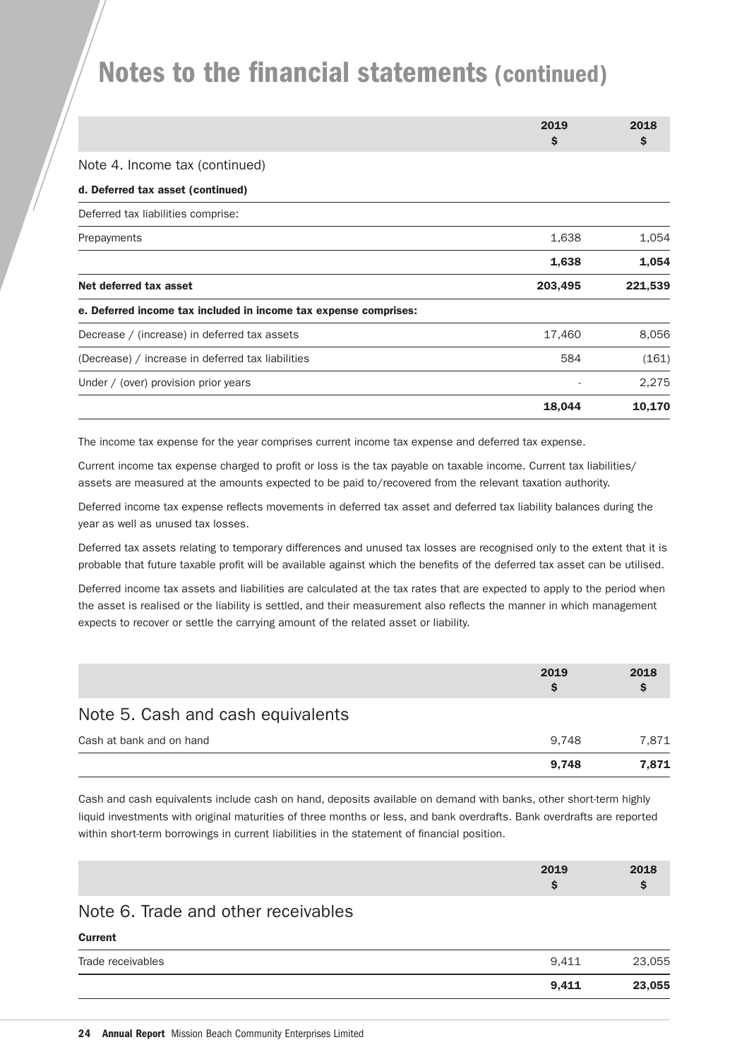# Notes to the financial statements (continued)

| | 2019 $ | 2018 $ |
|---|---|---|
| **Note 4. Income tax (continued)** | | |
| **d. Deferred tax asset (continued)** | | |
| Deferred tax liabilities comprise: | | |
| Prepayments | 1,638 | 1,054 |
| | **1,638** | **1,054** |
| **Net deferred tax asset** | **203,495** | **221,539** |
| **e. Deferred income tax included in income tax expense comprises:** | | |
| Decrease / (increase) in deferred tax assets | 17,460 | 8,056 |
| (Decrease) / increase in deferred tax liabilities | 584 | (161) |
| Under / (over) provision prior years | - | 2,275 |
| | **18,044** | **10,170** |

The income tax expense for the year comprises current income tax expense and deferred tax expense.

Current income tax expense charged to profit or loss is the tax payable on taxable income. Current tax liabilities/ assets are measured at the amounts expected to be paid to/recovered from the relevant taxation authority.

Deferred income tax expense reflects movements in deferred tax asset and deferred tax liability balances during the year as well as unused tax losses.

Deferred tax assets relating to temporary differences and unused tax losses are recognised only to the extent that it is probable that future taxable profit will be available against which the benefits of the deferred tax asset can be utilised.

Deferred income tax assets and liabilities are calculated at the tax rates that are expected to apply to the period when the asset is realised or the liability is settled, and their measurement also reflects the manner in which management expects to recover or settle the carrying amount of the related asset or liability.

## Note 5. Cash and cash equivalents

| | 2019 $ | 2018 $ |
|---|---|---|
| Cash at bank and on hand | 9,748 | 7,871 |
| | **9,748** | **7,871** |

Cash and cash equivalents include cash on hand, deposits available on demand with banks, other short-term highly liquid investments with original maturities of three months or less, and bank overdrafts. Bank overdrafts are reported within short-term borrowings in current liabilities in the statement of financial position.

## Note 6. Trade and other receivables

| | 2019 $ | 2018 $ |
|---|---|---|
| **Current** | | |
| Trade receivables | 9,411 | 23,055 |
| | **9,411** | **23,055** |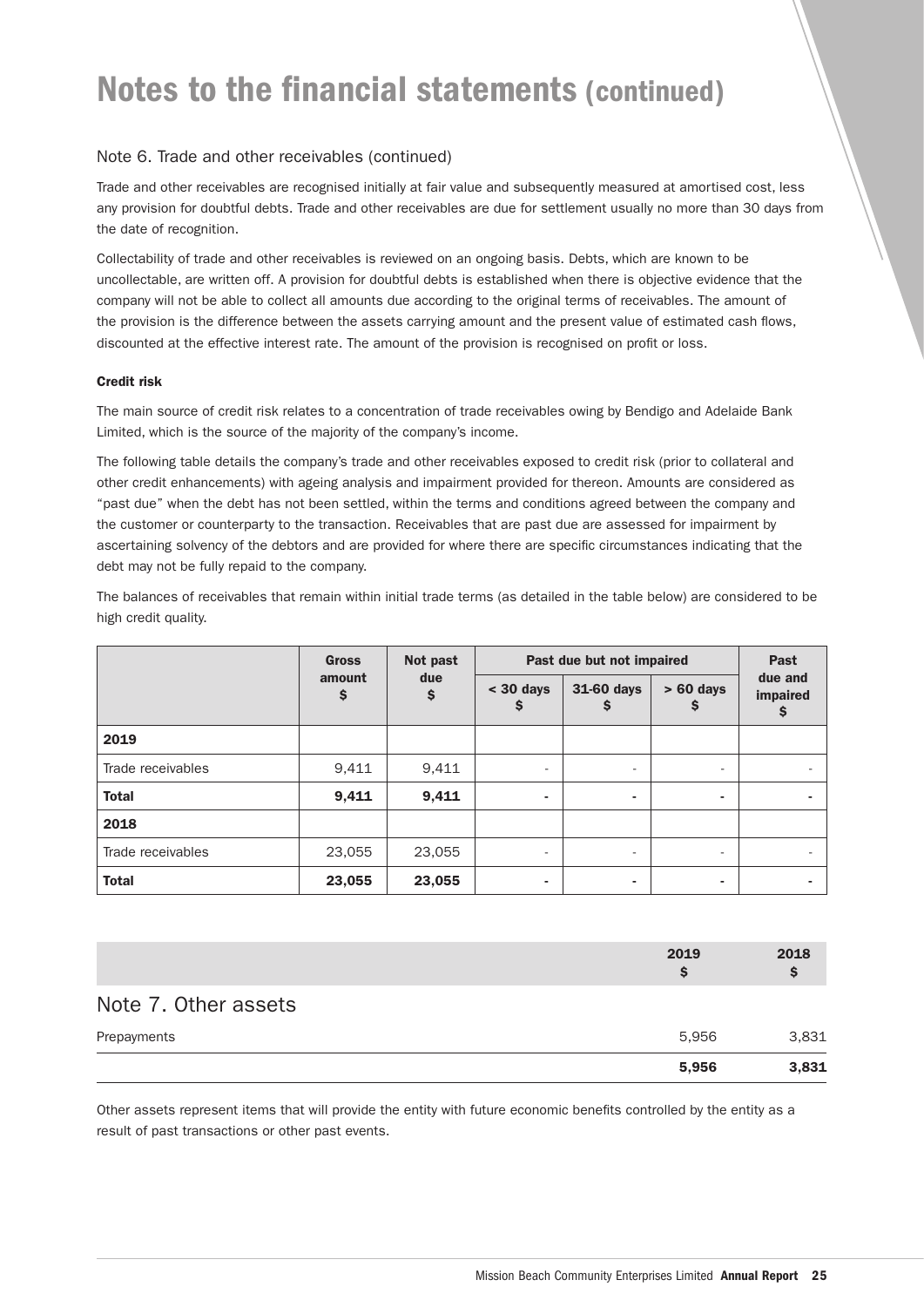# Notes to the financial statements (continued)

## Note 6. Trade and other receivables (continued)

Trade and other receivables are recognised initially at fair value and subsequently measured at amortised cost, less any provision for doubtful debts. Trade and other receivables are due for settlement usually no more than 30 days from the date of recognition.

Collectability of trade and other receivables is reviewed on an ongoing basis. Debts, which are known to be uncollectable, are written off. A provision for doubtful debts is established when there is objective evidence that the company will not be able to collect all amounts due according to the original terms of receivables. The amount of the provision is the difference between the assets carrying amount and the present value of estimated cash flows, discounted at the effective interest rate. The amount of the provision is recognised on profit or loss.

### Credit risk

The main source of credit risk relates to a concentration of trade receivables owing by Bendigo and Adelaide Bank Limited, which is the source of the majority of the company's income.

The following table details the company's trade and other receivables exposed to credit risk (prior to collateral and other credit enhancements) with ageing analysis and impairment provided for thereon. Amounts are considered as "past due" when the debt has not been settled, within the terms and conditions agreed between the company and the customer or counterparty to the transaction. Receivables that are past due are assessed for impairment by ascertaining solvency of the debtors and are provided for where there are specific circumstances indicating that the debt may not be fully repaid to the company.

The balances of receivables that remain within initial trade terms (as detailed in the table below) are considered to be high credit quality.

| | Gross amount $ | Not past due $ | Past due but not impaired | | | Past due and impaired $ |
|---|---|---|---|---|---|---|
| | | | < 30 days $ | 31-60 days $ | > 60 days $ | |
| **2019** | | | | | | |
| Trade receivables | 9,411 | 9,411 | - | - | - | - |
| **Total** | **9,411** | **9,411** | **-** | **-** | **-** | **-** |
| **2018** | | | | | | |
| Trade receivables | 23,055 | 23,055 | - | - | - | - |
| **Total** | **23,055** | **23,055** | **-** | **-** | **-** | **-** |

## Note 7. Other assets

| | 2019 $ | 2018 $ |
|---|---|---|
| Prepayments | 5,956 | 3,831 |
| | **5,956** | **3,831** |

Other assets represent items that will provide the entity with future economic benefits controlled by the entity as a result of past transactions or other past events.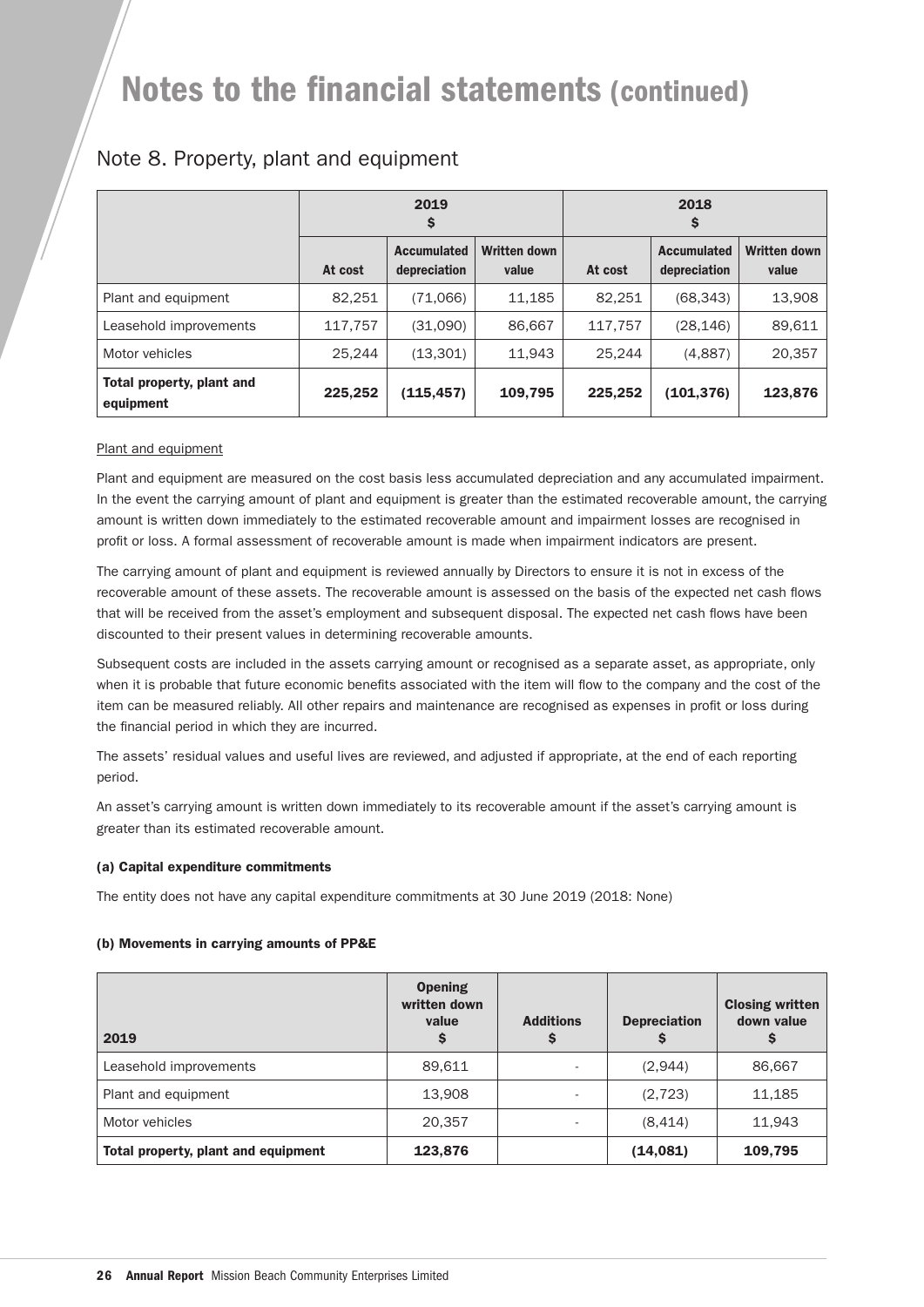# Notes to the financial statements (continued)

## Note 8. Property, plant and equipment

| | 2019 $ | | | 2018 $ | | |
|---|---|---|---|---|---|---|
| | At cost | Accumulated depreciation | Written down value | At cost | Accumulated depreciation | Written down value |
| Plant and equipment | 82,251 | (71,066) | 11,185 | 82,251 | (68,343) | 13,908 |
| Leasehold improvements | 117,757 | (31,090) | 86,667 | 117,757 | (28,146) | 89,611 |
| Motor vehicles | 25,244 | (13,301) | 11,943 | 25,244 | (4,887) | 20,357 |
| **Total property, plant and equipment** | **225,252** | **(115,457)** | **109,795** | **225,252** | **(101,376)** | **123,876** |

Plant and equipment

Plant and equipment are measured on the cost basis less accumulated depreciation and any accumulated impairment. In the event the carrying amount of plant and equipment is greater than the estimated recoverable amount, the carrying amount is written down immediately to the estimated recoverable amount and impairment losses are recognised in profit or loss. A formal assessment of recoverable amount is made when impairment indicators are present.

The carrying amount of plant and equipment is reviewed annually by Directors to ensure it is not in excess of the recoverable amount of these assets. The recoverable amount is assessed on the basis of the expected net cash flows that will be received from the asset's employment and subsequent disposal. The expected net cash flows have been discounted to their present values in determining recoverable amounts.

Subsequent costs are included in the assets carrying amount or recognised as a separate asset, as appropriate, only when it is probable that future economic benefits associated with the item will flow to the company and the cost of the item can be measured reliably. All other repairs and maintenance are recognised as expenses in profit or loss during the financial period in which they are incurred.

The assets' residual values and useful lives are reviewed, and adjusted if appropriate, at the end of each reporting period.

An asset's carrying amount is written down immediately to its recoverable amount if the asset's carrying amount is greater than its estimated recoverable amount.

#### (a) Capital expenditure commitments

The entity does not have any capital expenditure commitments at 30 June 2019 (2018: None)

#### (b) Movements in carrying amounts of PP&E

| 2019 | Opening written down value $ | Additions $ | Depreciation $ | Closing written down value $ |
|---|---|---|---|---|
| Leasehold improvements | 89,611 | - | (2,944) | 86,667 |
| Plant and equipment | 13,908 | - | (2,723) | 11,185 |
| Motor vehicles | 20,357 | - | (8,414) | 11,943 |
| **Total property, plant and equipment** | **123,876** | | **(14,081)** | **109,795** |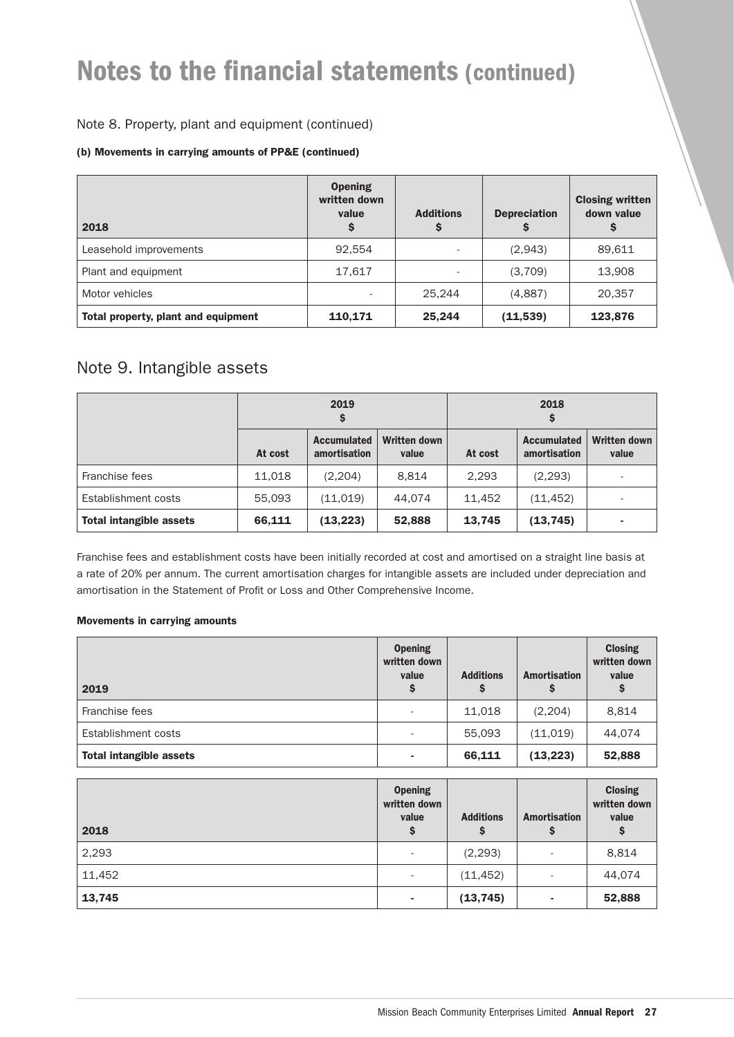# Notes to the financial statements (continued)

Note 8. Property, plant and equipment (continued)

**(b) Movements in carrying amounts of PP&E (continued)**

| 2018 | Opening written down value $ | Additions $ | Depreciation $ | Closing written down value $ |
|---|---|---|---|---|
| Leasehold improvements | 92,554 | - | (2,943) | 89,611 |
| Plant and equipment | 17,617 | - | (3,709) | 13,908 |
| Motor vehicles | - | 25,244 | (4,887) | 20,357 |
| **Total property, plant and equipment** | **110,171** | **25,244** | **(11,539)** | **123,876** |

## Note 9. Intangible assets

| | 2019 $ | | | 2018 $ | | |
|---|---|---|---|---|---|---|
| | At cost | Accumulated amortisation | Written down value | At cost | Accumulated amortisation | Written down value |
| Franchise fees | 11,018 | (2,204) | 8,814 | 2,293 | (2,293) | - |
| Establishment costs | 55,093 | (11,019) | 44,074 | 11,452 | (11,452) | - |
| **Total intangible assets** | **66,111** | **(13,223)** | **52,888** | **13,745** | **(13,745)** | **-** |

Franchise fees and establishment costs have been initially recorded at cost and amortised on a straight line basis at a rate of 20% per annum. The current amortisation charges for intangible assets are included under depreciation and amortisation in the Statement of Profit or Loss and Other Comprehensive Income.

**Movements in carrying amounts**

| 2019 | Opening written down value $ | Additions $ | Amortisation $ | Closing written down value $ |
|---|---|---|---|---|
| Franchise fees | - | 11,018 | (2,204) | 8,814 |
| Establishment costs | - | 55,093 | (11,019) | 44,074 |
| **Total intangible assets** | **-** | **66,111** | **(13,223)** | **52,888** |

| 2018 | Opening written down value $ | Additions $ | Amortisation $ | Closing written down value $ |
|---|---|---|---|---|
| 2,293 | - | (2,293) | - | 8,814 |
| 11,452 | - | (11,452) | - | 44,074 |
| **13,745** | **-** | **(13,745)** | **-** | **52,888** |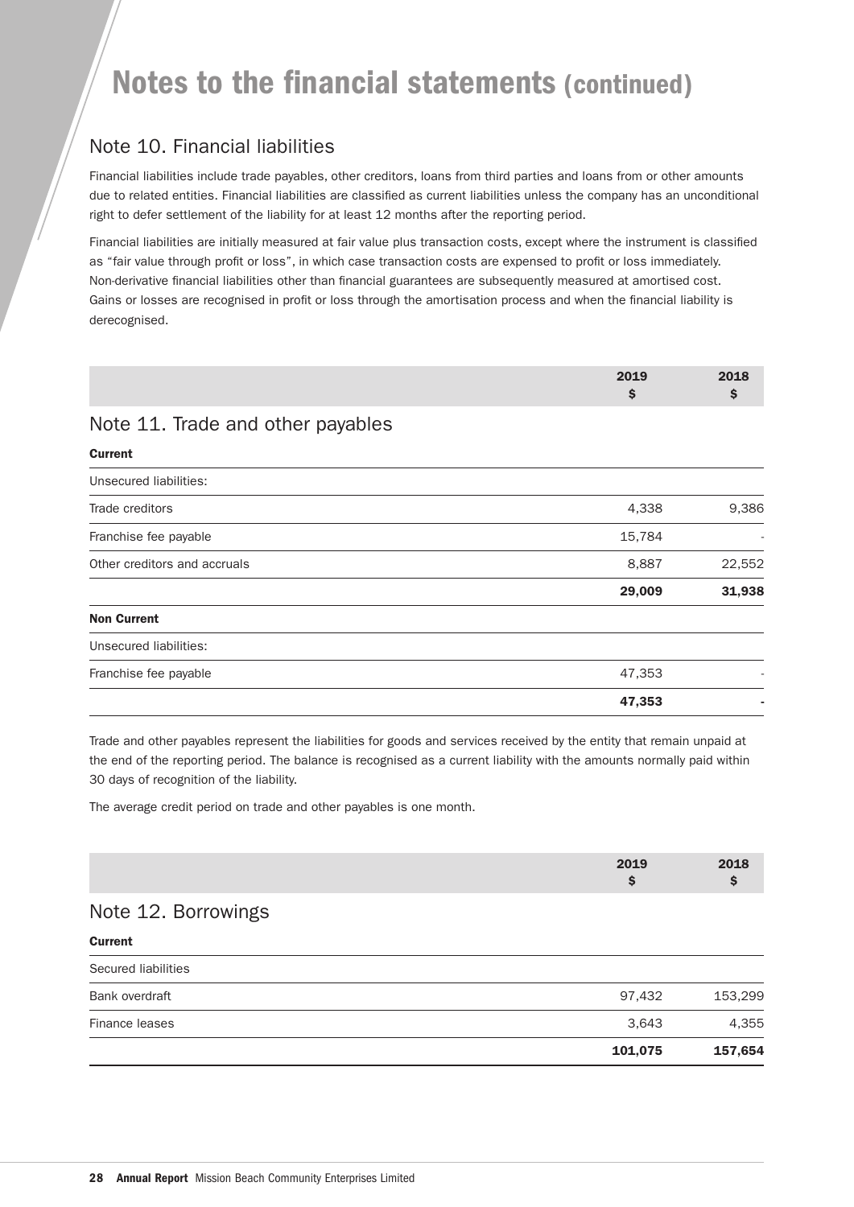# Notes to the financial statements (continued)

## Note 10. Financial liabilities

Financial liabilities include trade payables, other creditors, loans from third parties and loans from or other amounts due to related entities. Financial liabilities are classified as current liabilities unless the company has an unconditional right to defer settlement of the liability for at least 12 months after the reporting period.

Financial liabilities are initially measured at fair value plus transaction costs, except where the instrument is classified as "fair value through profit or loss", in which case transaction costs are expensed to profit or loss immediately. Non-derivative financial liabilities other than financial guarantees are subsequently measured at amortised cost. Gains or losses are recognised in profit or loss through the amortisation process and when the financial liability is derecognised.

## Note 11. Trade and other payables

| | 2019 $ | 2018 $ |
|---|---|---|
| **Current** | | |
| Unsecured liabilities: | | |
| Trade creditors | 4,338 | 9,386 |
| Franchise fee payable | 15,784 | - |
| Other creditors and accruals | 8,887 | 22,552 |
| | **29,009** | **31,938** |
| **Non Current** | | |
| Unsecured liabilities: | | |
| Franchise fee payable | 47,353 | - |
| | **47,353** | **-** |

Trade and other payables represent the liabilities for goods and services received by the entity that remain unpaid at the end of the reporting period. The balance is recognised as a current liability with the amounts normally paid within 30 days of recognition of the liability.

The average credit period on trade and other payables is one month.

## Note 12. Borrowings

| | 2019 $ | 2018 $ |
|---|---|---|
| **Current** | | |
| Secured liabilities | | |
| Bank overdraft | 97,432 | 153,299 |
| Finance leases | 3,643 | 4,355 |
| | **101,075** | **157,654** |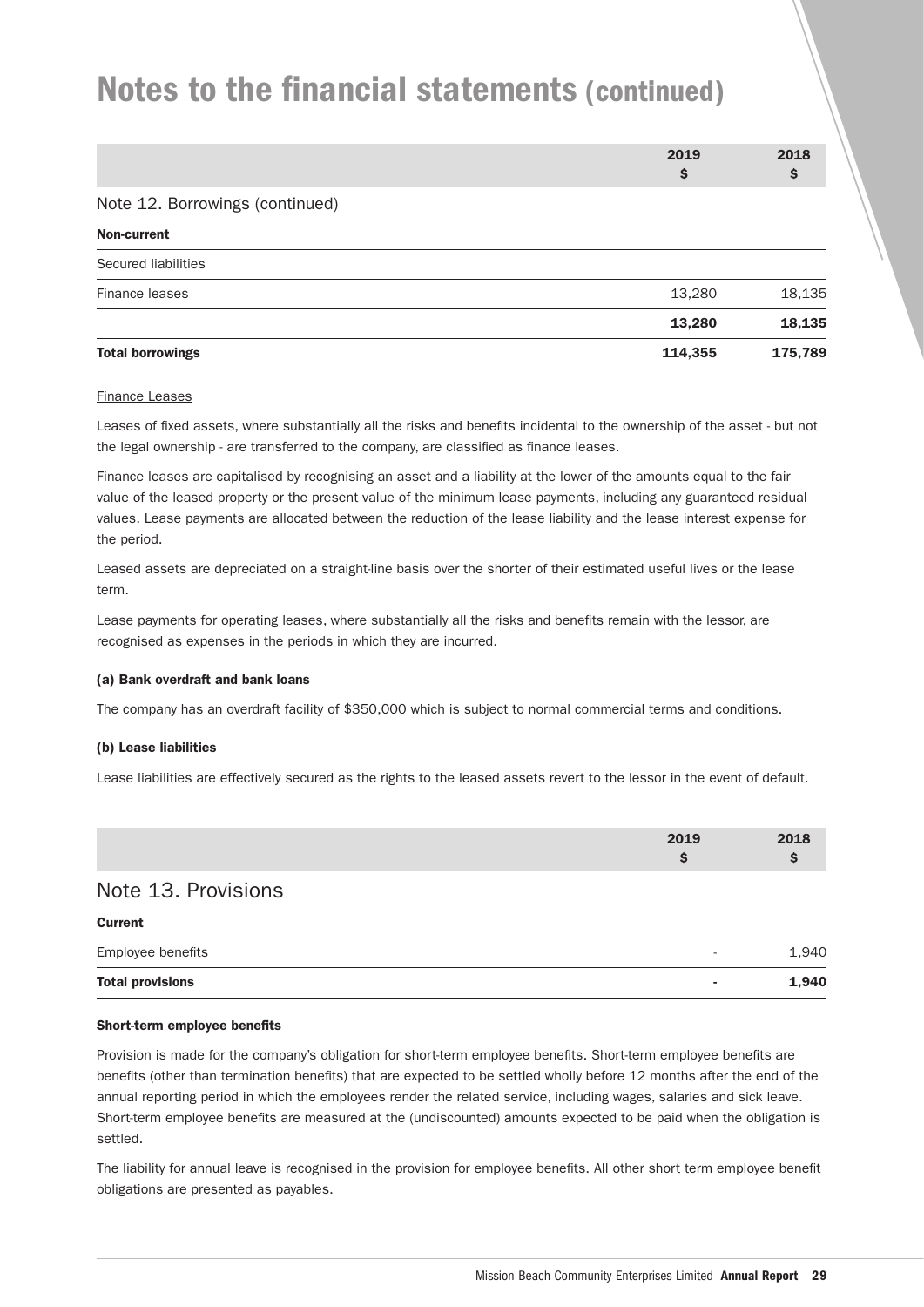# Notes to the financial statements (continued)

| | 2019<br>$ | 2018<br>$ |
|---|---|---|
| **Note 12. Borrowings (continued)** | | |
| **Non-current** | | |
| Secured liabilities | | |
| Finance leases | 13,280 | 18,135 |
| | **13,280** | **18,135** |
| **Total borrowings** | **114,355** | **175,789** |

Finance Leases

Leases of fixed assets, where substantially all the risks and benefits incidental to the ownership of the asset - but not the legal ownership - are transferred to the company, are classified as finance leases.

Finance leases are capitalised by recognising an asset and a liability at the lower of the amounts equal to the fair value of the leased property or the present value of the minimum lease payments, including any guaranteed residual values. Lease payments are allocated between the reduction of the lease liability and the lease interest expense for the period.

Leased assets are depreciated on a straight-line basis over the shorter of their estimated useful lives or the lease term.

Lease payments for operating leases, where substantially all the risks and benefits remain with the lessor, are recognised as expenses in the periods in which they are incurred.

**(a) Bank overdraft and bank loans**

The company has an overdraft facility of $350,000 which is subject to normal commercial terms and conditions.

**(b) Lease liabilities**

Lease liabilities are effectively secured as the rights to the leased assets revert to the lessor in the event of default.

## Note 13. Provisions

| | 2019<br>$ | 2018<br>$ |
|---|---|---|
| **Current** | | |
| Employee benefits | - | 1,940 |
| **Total provisions** | **-** | **1,940** |

**Short-term employee benefits**

Provision is made for the company's obligation for short-term employee benefits. Short-term employee benefits are benefits (other than termination benefits) that are expected to be settled wholly before 12 months after the end of the annual reporting period in which the employees render the related service, including wages, salaries and sick leave. Short-term employee benefits are measured at the (undiscounted) amounts expected to be paid when the obligation is settled.

The liability for annual leave is recognised in the provision for employee benefits. All other short term employee benefit obligations are presented as payables.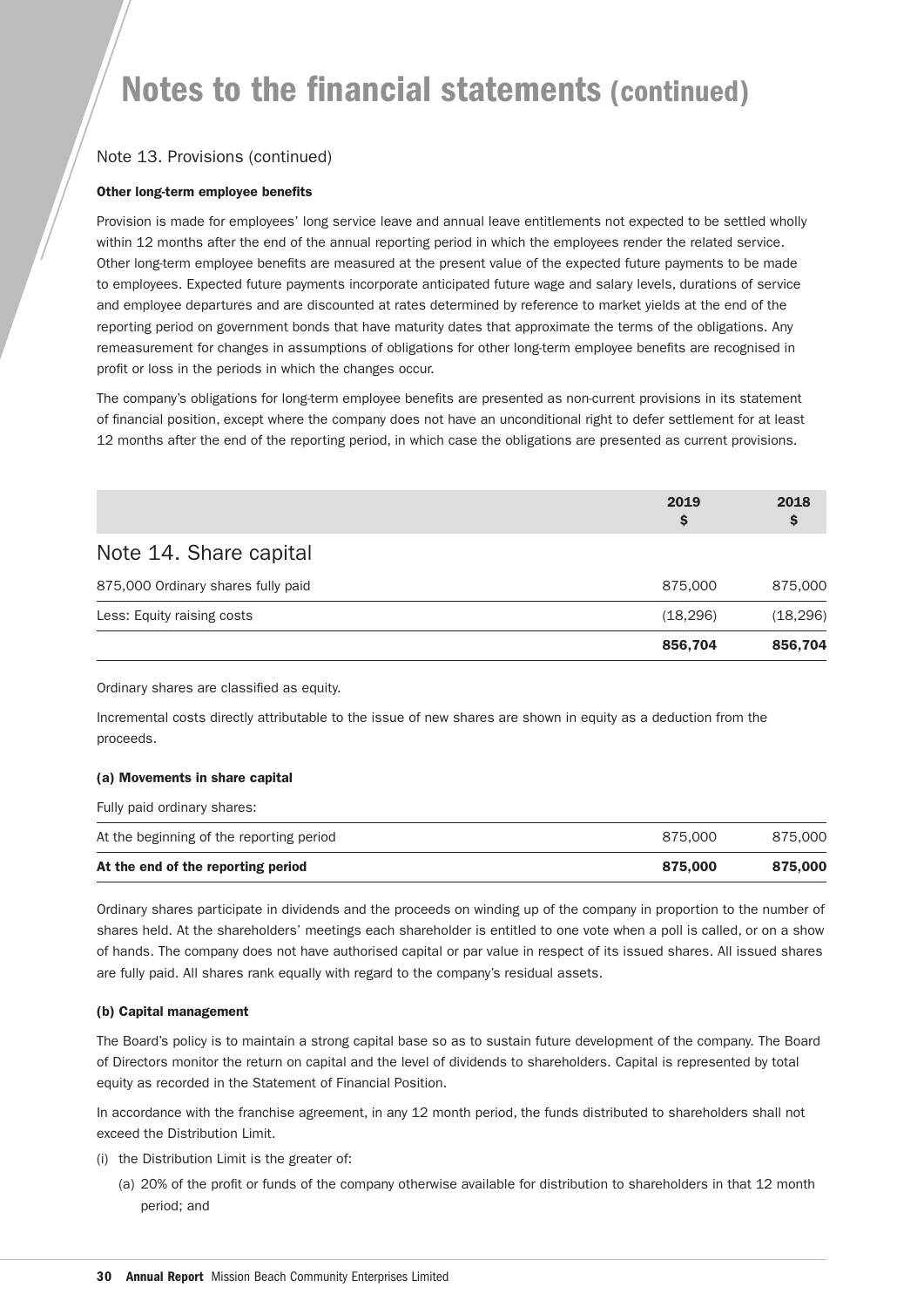# Notes to the financial statements (continued)

## Note 13. Provisions (continued)

### Other long-term employee benefits

Provision is made for employees' long service leave and annual leave entitlements not expected to be settled wholly within 12 months after the end of the annual reporting period in which the employees render the related service. Other long-term employee benefits are measured at the present value of the expected future payments to be made to employees. Expected future payments incorporate anticipated future wage and salary levels, durations of service and employee departures and are discounted at rates determined by reference to market yields at the end of the reporting period on government bonds that have maturity dates that approximate the terms of the obligations. Any remeasurement for changes in assumptions of obligations for other long-term employee benefits are recognised in profit or loss in the periods in which the changes occur.

The company's obligations for long-term employee benefits are presented as non-current provisions in its statement of financial position, except where the company does not have an unconditional right to defer settlement for at least 12 months after the end of the reporting period, in which case the obligations are presented as current provisions.

## Note 14. Share capital

| | 2019 $ | 2018 $ |
|---|---|---|
| 875,000 Ordinary shares fully paid | 875,000 | 875,000 |
| Less: Equity raising costs | (18,296) | (18,296) |
| | **856,704** | **856,704** |

Ordinary shares are classified as equity.

Incremental costs directly attributable to the issue of new shares are shown in equity as a deduction from the proceeds.

### (a) Movements in share capital

Fully paid ordinary shares:

| | 2019 $ | 2018 $ |
|---|---|---|
| At the beginning of the reporting period | 875,000 | 875,000 |
| **At the end of the reporting period** | **875,000** | **875,000** |

Ordinary shares participate in dividends and the proceeds on winding up of the company in proportion to the number of shares held. At the shareholders' meetings each shareholder is entitled to one vote when a poll is called, or on a show of hands. The company does not have authorised capital or par value in respect of its issued shares. All issued shares are fully paid. All shares rank equally with regard to the company's residual assets.

### (b) Capital management

The Board's policy is to maintain a strong capital base so as to sustain future development of the company. The Board of Directors monitor the return on capital and the level of dividends to shareholders. Capital is represented by total equity as recorded in the Statement of Financial Position.

In accordance with the franchise agreement, in any 12 month period, the funds distributed to shareholders shall not exceed the Distribution Limit.

(i) the Distribution Limit is the greater of:

   (a) 20% of the profit or funds of the company otherwise available for distribution to shareholders in that 12 month period; and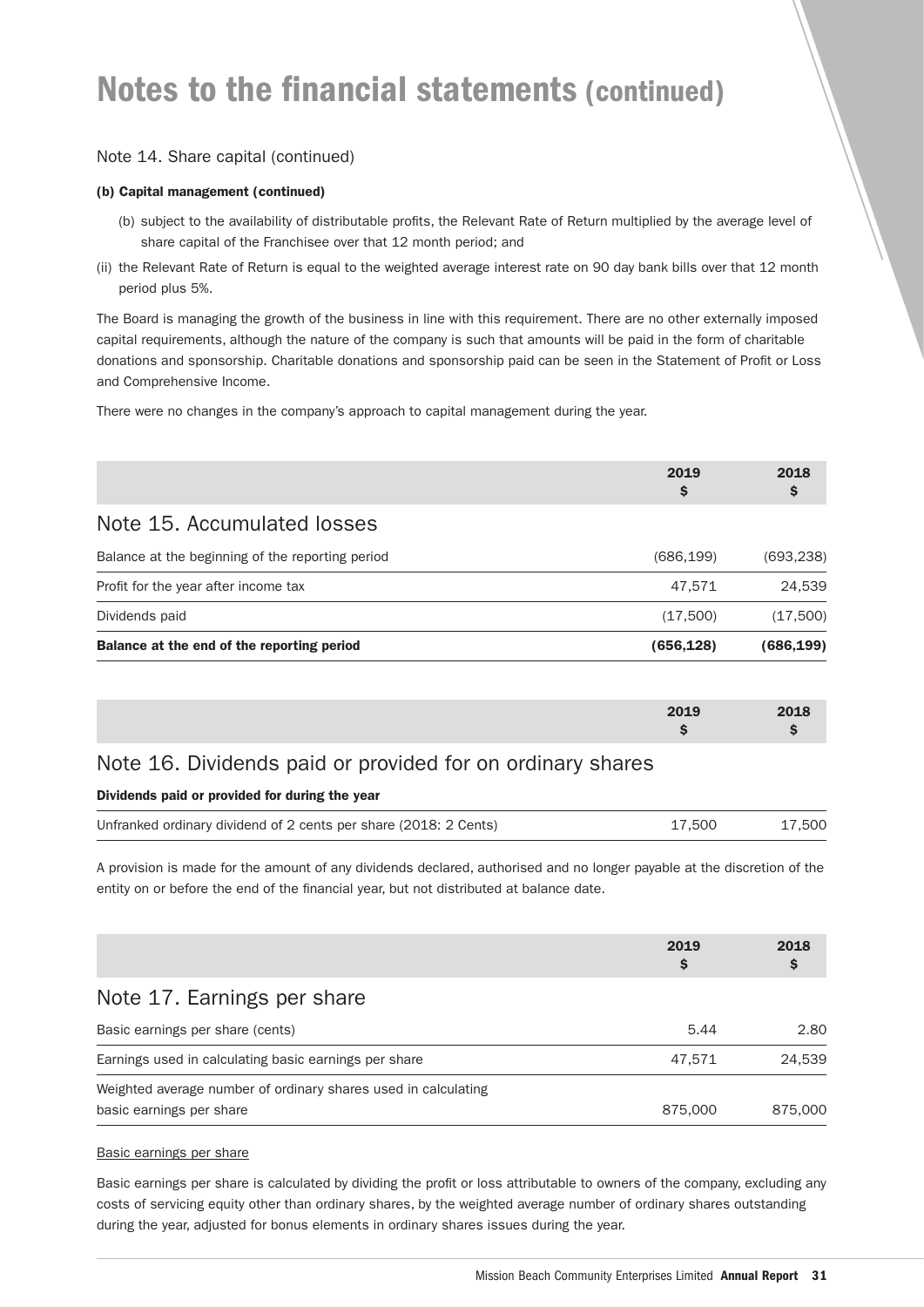# Notes to the financial statements (continued)

Note 14. Share capital (continued)

**(b) Capital management (continued)**

(b) subject to the availability of distributable profits, the Relevant Rate of Return multiplied by the average level of share capital of the Franchisee over that 12 month period; and

(ii) the Relevant Rate of Return is equal to the weighted average interest rate on 90 day bank bills over that 12 month period plus 5%.

The Board is managing the growth of the business in line with this requirement. There are no other externally imposed capital requirements, although the nature of the company is such that amounts will be paid in the form of charitable donations and sponsorship. Charitable donations and sponsorship paid can be seen in the Statement of Profit or Loss and Comprehensive Income.

There were no changes in the company's approach to capital management during the year.

## Note 15. Accumulated losses

| | 2019 $ | 2018 $ |
|---|---|---|
| Balance at the beginning of the reporting period | (686,199) | (693,238) |
| Profit for the year after income tax | 47,571 | 24,539 |
| Dividends paid | (17,500) | (17,500) |
| **Balance at the end of the reporting period** | **(656,128)** | **(686,199)** |

## Note 16. Dividends paid or provided for on ordinary shares

**Dividends paid or provided for during the year**

| | 2019 $ | 2018 $ |
|---|---|---|
| Unfranked ordinary dividend of 2 cents per share (2018: 2 Cents) | 17,500 | 17,500 |

A provision is made for the amount of any dividends declared, authorised and no longer payable at the discretion of the entity on or before the end of the financial year, but not distributed at balance date.

## Note 17. Earnings per share

| | 2019 $ | 2018 $ |
|---|---|---|
| Basic earnings per share (cents) | 5.44 | 2.80 |
| Earnings used in calculating basic earnings per share | 47,571 | 24,539 |
| Weighted average number of ordinary shares used in calculating basic earnings per share | 875,000 | 875,000 |

Basic earnings per share

Basic earnings per share is calculated by dividing the profit or loss attributable to owners of the company, excluding any costs of servicing equity other than ordinary shares, by the weighted average number of ordinary shares outstanding during the year, adjusted for bonus elements in ordinary shares issues during the year.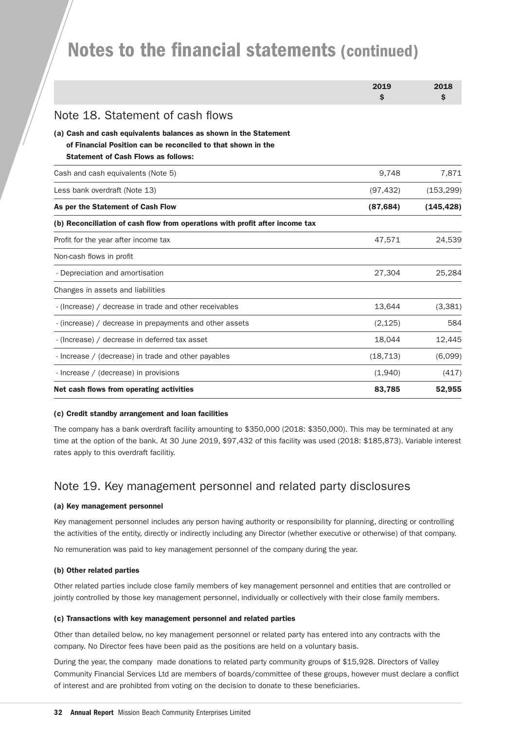# Notes to the financial statements (continued)

| | 2019 $ | 2018 $ |
|---|---|---|

## Note 18. Statement of cash flows

**(a) Cash and cash equivalents balances as shown in the Statement of Financial Position can be reconciled to that shown in the Statement of Cash Flows as follows:**

| | 2019 $ | 2018 $ |
|---|---|---|
| Cash and cash equivalents (Note 5) | 9,748 | 7,871 |
| Less bank overdraft (Note 13) | (97,432) | (153,299) |
| **As per the Statement of Cash Flow** | **(87,684)** | **(145,428)** |
| **(b) Reconciliation of cash flow from operations with profit after income tax** | | |
| Profit for the year after income tax | 47,571 | 24,539 |
| Non-cash flows in profit | | |
| - Depreciation and amortisation | 27,304 | 25,284 |
| Changes in assets and liabilities | | |
| - (Increase) / decrease in trade and other receivables | 13,644 | (3,381) |
| - (increase) / decrease in prepayments and other assets | (2,125) | 584 |
| - (Increase) / decrease in deferred tax asset | 18,044 | 12,445 |
| - Increase / (decrease) in trade and other payables | (18,713) | (6,099) |
| - Increase / (decrease) in provisions | (1,940) | (417) |
| **Net cash flows from operating activities** | **83,785** | **52,955** |

**(c) Credit standby arrangement and loan facilities**

The company has a bank overdraft facility amounting to $350,000 (2018: $350,000). This may be terminated at any time at the option of the bank. At 30 June 2019, $97,432 of this facility was used (2018: $185,873). Variable interest rates apply to this overdraft facilitiy.

## Note 19. Key management personnel and related party disclosures

**(a) Key management personnel**

Key management personnel includes any person having authority or responsibility for planning, directing or controlling the activities of the entity, directly or indirectly including any Director (whether executive or otherwise) of that company.

No remuneration was paid to key management personnel of the company during the year.

**(b) Other related parties**

Other related parties include close family members of key management personnel and entities that are controlled or jointly controlled by those key management personnel, individually or collectively with their close family members.

**(c) Transactions with key management personnel and related parties**

Other than detailed below, no key management personnel or related party has entered into any contracts with the company. No Director fees have been paid as the positions are held on a voluntary basis.

During the year, the company made donations to related party community groups of $15,928. Directors of Valley Community Financial Services Ltd are members of boards/committee of these groups, however must declare a conflict of interest and are prohibted from voting on the decision to donate to these beneficiaries.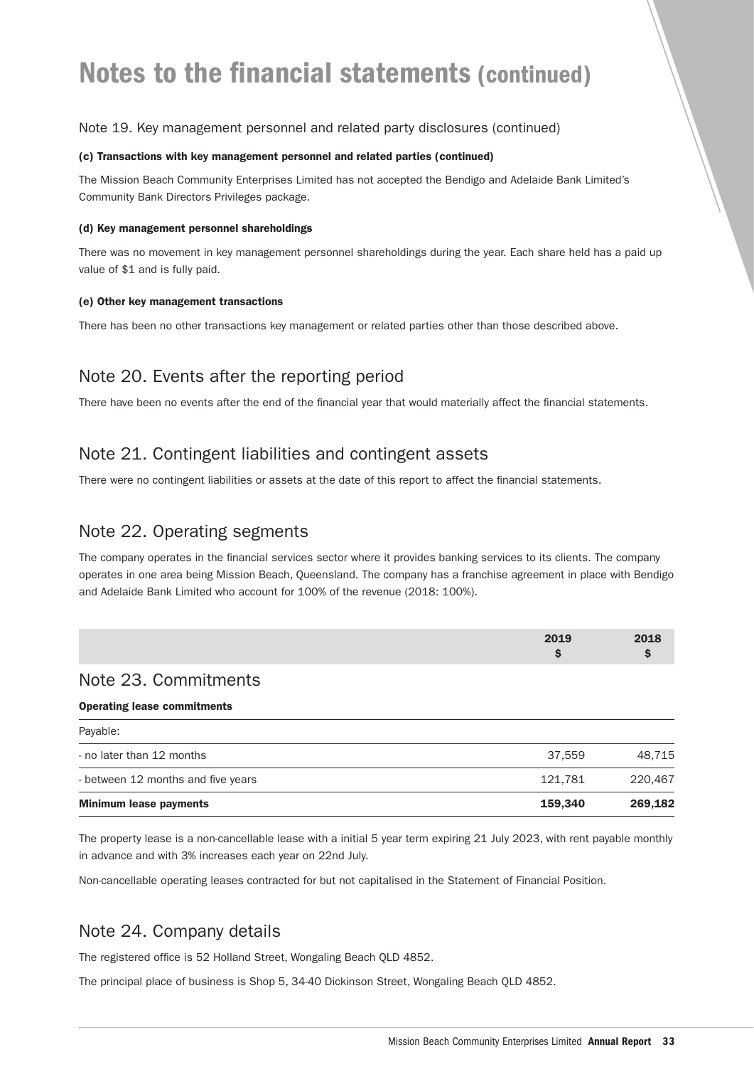# Notes to the financial statements (continued)

Note 19. Key management personnel and related party disclosures (continued)

#### (c) Transactions with key management personnel and related parties (continued)

The Mission Beach Community Enterprises Limited has not accepted the Bendigo and Adelaide Bank Limited's Community Bank Directors Privileges package.

#### (d) Key management personnel shareholdings

There was no movement in key management personnel shareholdings during the year. Each share held has a paid up value of $1 and is fully paid.

#### (e) Other key management transactions

There has been no other transactions key management or related parties other than those described above.

## Note 20. Events after the reporting period

There have been no events after the end of the financial year that would materially affect the financial statements.

## Note 21. Contingent liabilities and contingent assets

There were no contingent liabilities or assets at the date of this report to affect the financial statements.

## Note 22. Operating segments

The company operates in the financial services sector where it provides banking services to its clients. The company operates in one area being Mission Beach, Queensland. The company has a franchise agreement in place with Bendigo and Adelaide Bank Limited who account for 100% of the revenue (2018: 100%).

## Note 23. Commitments

| | 2019 $ | 2018 $ |
|---|---|---|
| **Operating lease commitments** | | |
| Payable: | | |
| - no later than 12 months | 37,559 | 48,715 |
| - between 12 months and five years | 121,781 | 220,467 |
| **Minimum lease payments** | **159,340** | **269,182** |

The property lease is a non-cancellable lease with a initial 5 year term expiring 21 July 2023, with rent payable monthly in advance and with 3% increases each year on 22nd July.

Non-cancellable operating leases contracted for but not capitalised in the Statement of Financial Position.

## Note 24. Company details

The registered office is 52 Holland Street, Wongaling Beach QLD 4852.

The principal place of business is Shop 5, 34-40 Dickinson Street, Wongaling Beach QLD 4852.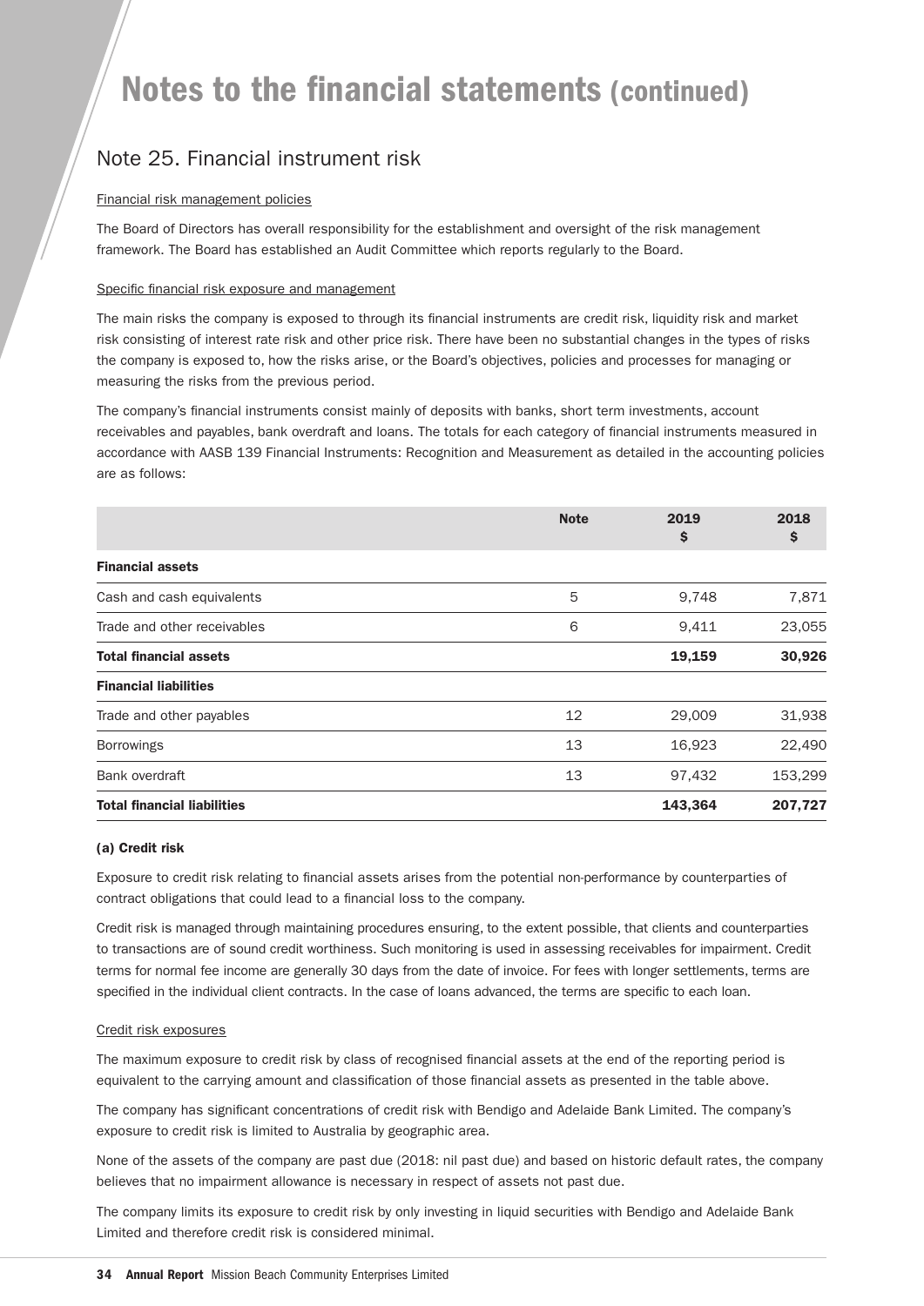# Notes to the financial statements (continued)

## Note 25. Financial instrument risk

Financial risk management policies

The Board of Directors has overall responsibility for the establishment and oversight of the risk management framework. The Board has established an Audit Committee which reports regularly to the Board.

Specific financial risk exposure and management

The main risks the company is exposed to through its financial instruments are credit risk, liquidity risk and market risk consisting of interest rate risk and other price risk. There have been no substantial changes in the types of risks the company is exposed to, how the risks arise, or the Board's objectives, policies and processes for managing or measuring the risks from the previous period.

The company's financial instruments consist mainly of deposits with banks, short term investments, account receivables and payables, bank overdraft and loans. The totals for each category of financial instruments measured in accordance with AASB 139 Financial Instruments: Recognition and Measurement as detailed in the accounting policies are as follows:

| | Note | 2019 $ | 2018 $ |
|---|---|---|---|
| **Financial assets** | | | |
| Cash and cash equivalents | 5 | 9,748 | 7,871 |
| Trade and other receivables | 6 | 9,411 | 23,055 |
| **Total financial assets** | | **19,159** | **30,926** |
| **Financial liabilities** | | | |
| Trade and other payables | 12 | 29,009 | 31,938 |
| Borrowings | 13 | 16,923 | 22,490 |
| Bank overdraft | 13 | 97,432 | 153,299 |
| **Total financial liabilities** | | **143,364** | **207,727** |

#### (a) Credit risk

Exposure to credit risk relating to financial assets arises from the potential non-performance by counterparties of contract obligations that could lead to a financial loss to the company.

Credit risk is managed through maintaining procedures ensuring, to the extent possible, that clients and counterparties to transactions are of sound credit worthiness. Such monitoring is used in assessing receivables for impairment. Credit terms for normal fee income are generally 30 days from the date of invoice. For fees with longer settlements, terms are specified in the individual client contracts. In the case of loans advanced, the terms are specific to each loan.

Credit risk exposures

The maximum exposure to credit risk by class of recognised financial assets at the end of the reporting period is equivalent to the carrying amount and classification of those financial assets as presented in the table above.

The company has significant concentrations of credit risk with Bendigo and Adelaide Bank Limited. The company's exposure to credit risk is limited to Australia by geographic area.

None of the assets of the company are past due (2018: nil past due) and based on historic default rates, the company believes that no impairment allowance is necessary in respect of assets not past due.

The company limits its exposure to credit risk by only investing in liquid securities with Bendigo and Adelaide Bank Limited and therefore credit risk is considered minimal.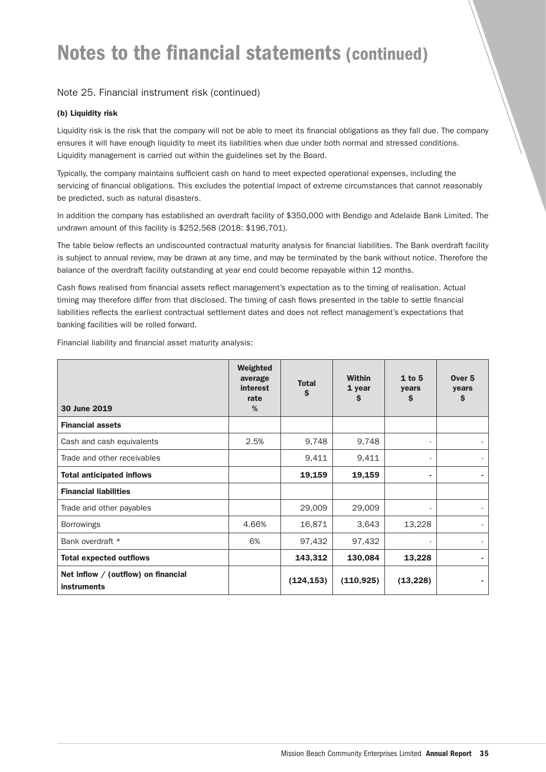# Notes to the financial statements (continued)

## Note 25. Financial instrument risk (continued)

### (b) Liquidity risk

Liquidity risk is the risk that the company will not be able to meet its financial obligations as they fall due. The company ensures it will have enough liquidity to meet its liabilities when due under both normal and stressed conditions. Liquidity management is carried out within the guidelines set by the Board.

Typically, the company maintains sufficient cash on hand to meet expected operational expenses, including the servicing of financial obligations. This excludes the potential impact of extreme circumstances that cannot reasonably be predicted, such as natural disasters.

In addition the company has established an overdraft facility of $350,000 with Bendigo and Adelaide Bank Limited. The undrawn amount of this facility is $252,568 (2018: $196,701).

The table below reflects an undiscounted contractual maturity analysis for financial liabilities. The Bank overdraft facility is subject to annual review, may be drawn at any time, and may be terminated by the bank without notice. Therefore the balance of the overdraft facility outstanding at year end could become repayable within 12 months.

Cash flows realised from financial assets reflect management's expectation as to the timing of realisation. Actual timing may therefore differ from that disclosed. The timing of cash flows presented in the table to settle financial liabilities reflects the earliest contractual settlement dates and does not reflect management's expectations that banking facilities will be rolled forward.

Financial liability and financial asset maturity analysis:

| 30 June 2019 | Weighted average interest rate % | Total $ | Within 1 year $ | 1 to 5 years $ | Over 5 years $ |
|---|---|---|---|---|---|
| **Financial assets** | | | | | |
| Cash and cash equivalents | 2.5% | 9,748 | 9,748 | - | - |
| Trade and other receivables | | 9,411 | 9,411 | - | - |
| **Total anticipated inflows** | | **19,159** | **19,159** | **-** | **-** |
| **Financial liabilities** | | | | | |
| Trade and other payables | | 29,009 | 29,009 | - | - |
| Borrowings | 4.66% | 16,871 | 3,643 | 13,228 | - |
| Bank overdraft * | 6% | 97,432 | 97,432 | - | - |
| **Total expected outflows** | | **143,312** | **130,084** | **13,228** | **-** |
| **Net inflow / (outflow) on financial instruments** | | **(124,153)** | **(110,925)** | **(13,228)** | **-** |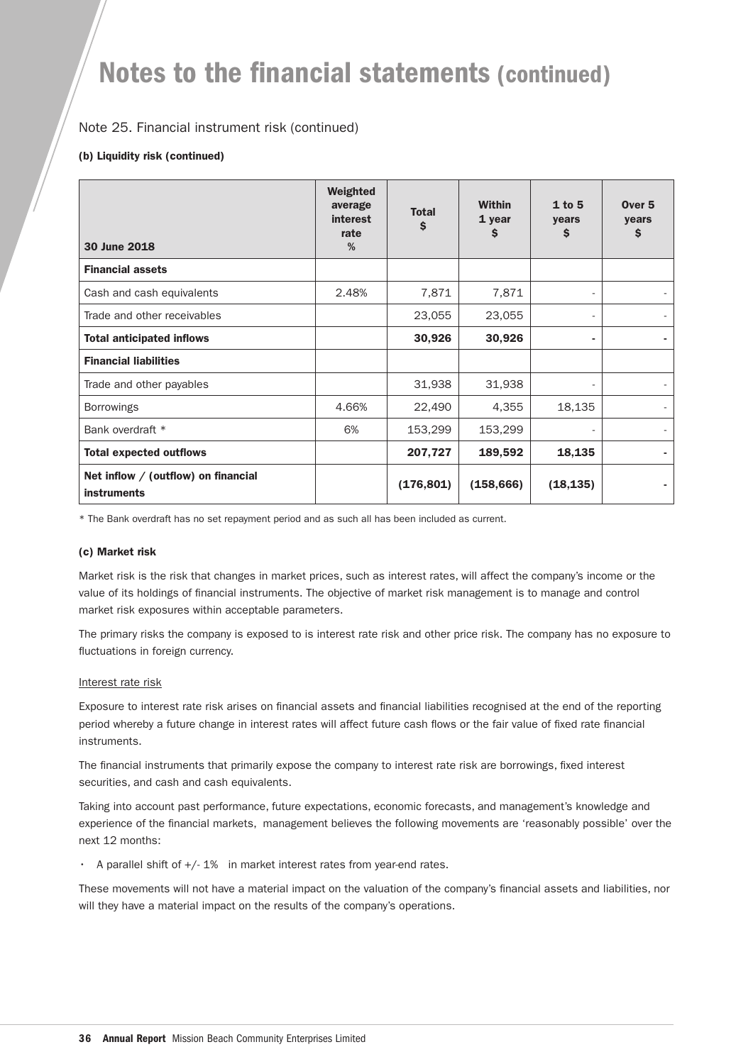# Notes to the financial statements (continued)

Note 25. Financial instrument risk (continued)

#### (b) Liquidity risk (continued)

| 30 June 2018 | Weighted average interest rate % | Total $ | Within 1 year $ | 1 to 5 years $ | Over 5 years $ |
|---|---|---|---|---|---|
| **Financial assets** | | | | | |
| Cash and cash equivalents | 2.48% | 7,871 | 7,871 | - | - |
| Trade and other receivables | | 23,055 | 23,055 | - | - |
| **Total anticipated inflows** | | **30,926** | **30,926** | **-** | **-** |
| **Financial liabilities** | | | | | |
| Trade and other payables | | 31,938 | 31,938 | - | - |
| Borrowings | 4.66% | 22,490 | 4,355 | 18,135 | - |
| Bank overdraft * | 6% | 153,299 | 153,299 | - | - |
| **Total expected outflows** | | **207,727** | **189,592** | **18,135** | **-** |
| **Net inflow / (outflow) on financial instruments** | | **(176,801)** | **(158,666)** | **(18,135)** | **-** |

* The Bank overdraft has no set repayment period and as such all has been included as current.

#### (c) Market risk

Market risk is the risk that changes in market prices, such as interest rates, will affect the company's income or the value of its holdings of financial instruments. The objective of market risk management is to manage and control market risk exposures within acceptable parameters.

The primary risks the company is exposed to is interest rate risk and other price risk. The company has no exposure to fluctuations in foreign currency.

Interest rate risk

Exposure to interest rate risk arises on financial assets and financial liabilities recognised at the end of the reporting period whereby a future change in interest rates will affect future cash flows or the fair value of fixed rate financial instruments.

The financial instruments that primarily expose the company to interest rate risk are borrowings, fixed interest securities, and cash and cash equivalents.

Taking into account past performance, future expectations, economic forecasts, and management's knowledge and experience of the financial markets, management believes the following movements are 'reasonably possible' over the next 12 months:

- A parallel shift of +/- 1% in market interest rates from year-end rates.

These movements will not have a material impact on the valuation of the company's financial assets and liabilities, nor will they have a material impact on the results of the company's operations.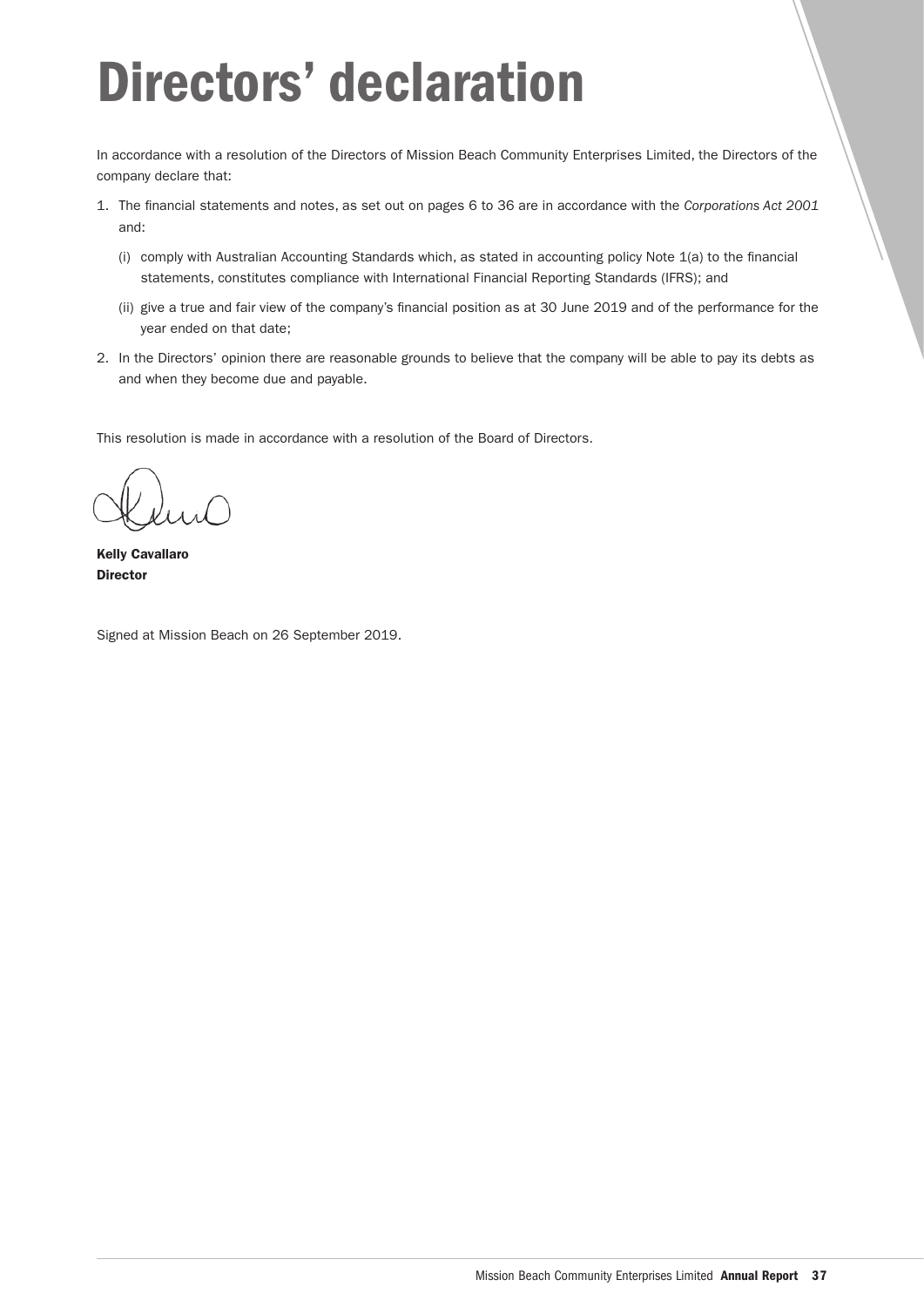# Directors' declaration

In accordance with a resolution of the Directors of Mission Beach Community Enterprises Limited, the Directors of the company declare that:

1. The financial statements and notes, as set out on pages 6 to 36 are in accordance with the *Corporations Act 2001* and:

   (i) comply with Australian Accounting Standards which, as stated in accounting policy Note 1(a) to the financial statements, constitutes compliance with International Financial Reporting Standards (IFRS); and

   (ii) give a true and fair view of the company's financial position as at 30 June 2019 and of the performance for the year ended on that date;

2. In the Directors' opinion there are reasonable grounds to believe that the company will be able to pay its debts as and when they become due and payable.

This resolution is made in accordance with a resolution of the Board of Directors.

**Kelly Cavallaro**
**Director**

Signed at Mission Beach on 26 September 2019.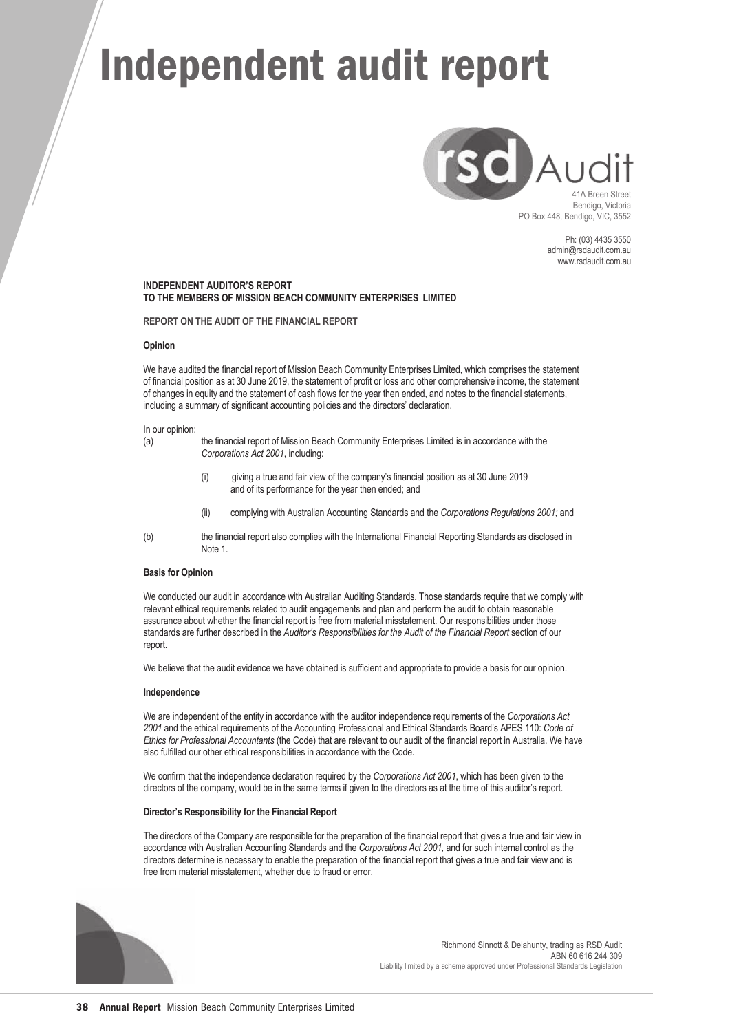# Independent audit report

rsd Audit
41A Breen Street
Bendigo, Victoria
PO Box 448, Bendigo, VIC, 3552

Ph: (03) 4435 3550
admin@rsdaudit.com.au
www.rsdaudit.com.au

**INDEPENDENT AUDITOR'S REPORT**
**TO THE MEMBERS OF MISSION BEACH COMMUNITY ENTERPRISES LIMITED**

**REPORT ON THE AUDIT OF THE FINANCIAL REPORT**

**Opinion**

We have audited the financial report of Mission Beach Community Enterprises Limited, which comprises the statement of financial position as at 30 June 2019, the statement of profit or loss and other comprehensive income, the statement of changes in equity and the statement of cash flows for the year then ended, and notes to the financial statements, including a summary of significant accounting policies and the directors' declaration.

In our opinion:

(a) the financial report of Mission Beach Community Enterprises Limited is in accordance with the *Corporations Act 2001*, including:

  (i) giving a true and fair view of the company's financial position as at 30 June 2019 and of its performance for the year then ended; and

  (ii) complying with Australian Accounting Standards and the *Corporations Regulations 2001;* and

(b) the financial report also complies with the International Financial Reporting Standards as disclosed in Note 1.

**Basis for Opinion**

We conducted our audit in accordance with Australian Auditing Standards. Those standards require that we comply with relevant ethical requirements related to audit engagements and plan and perform the audit to obtain reasonable assurance about whether the financial report is free from material misstatement. Our responsibilities under those standards are further described in the *Auditor's Responsibilities for the Audit of the Financial Report* section of our report.

We believe that the audit evidence we have obtained is sufficient and appropriate to provide a basis for our opinion.

**Independence**

We are independent of the entity in accordance with the auditor independence requirements of the *Corporations Act 2001* and the ethical requirements of the Accounting Professional and Ethical Standards Board's APES 110: *Code of Ethics for Professional Accountants* (the Code) that are relevant to our audit of the financial report in Australia. We have also fulfilled our other ethical responsibilities in accordance with the Code.

We confirm that the independence declaration required by the *Corporations Act 2001*, which has been given to the directors of the company, would be in the same terms if given to the directors as at the time of this auditor's report.

**Director's Responsibility for the Financial Report**

The directors of the Company are responsible for the preparation of the financial report that gives a true and fair view in accordance with Australian Accounting Standards and the *Corporations Act 2001,* and for such internal control as the directors determine is necessary to enable the preparation of the financial report that gives a true and fair view and is free from material misstatement, whether due to fraud or error.

Richmond Sinnott & Delahunty, trading as RSD Audit
ABN 60 616 244 309
Liability limited by a scheme approved under Professional Standards Legislation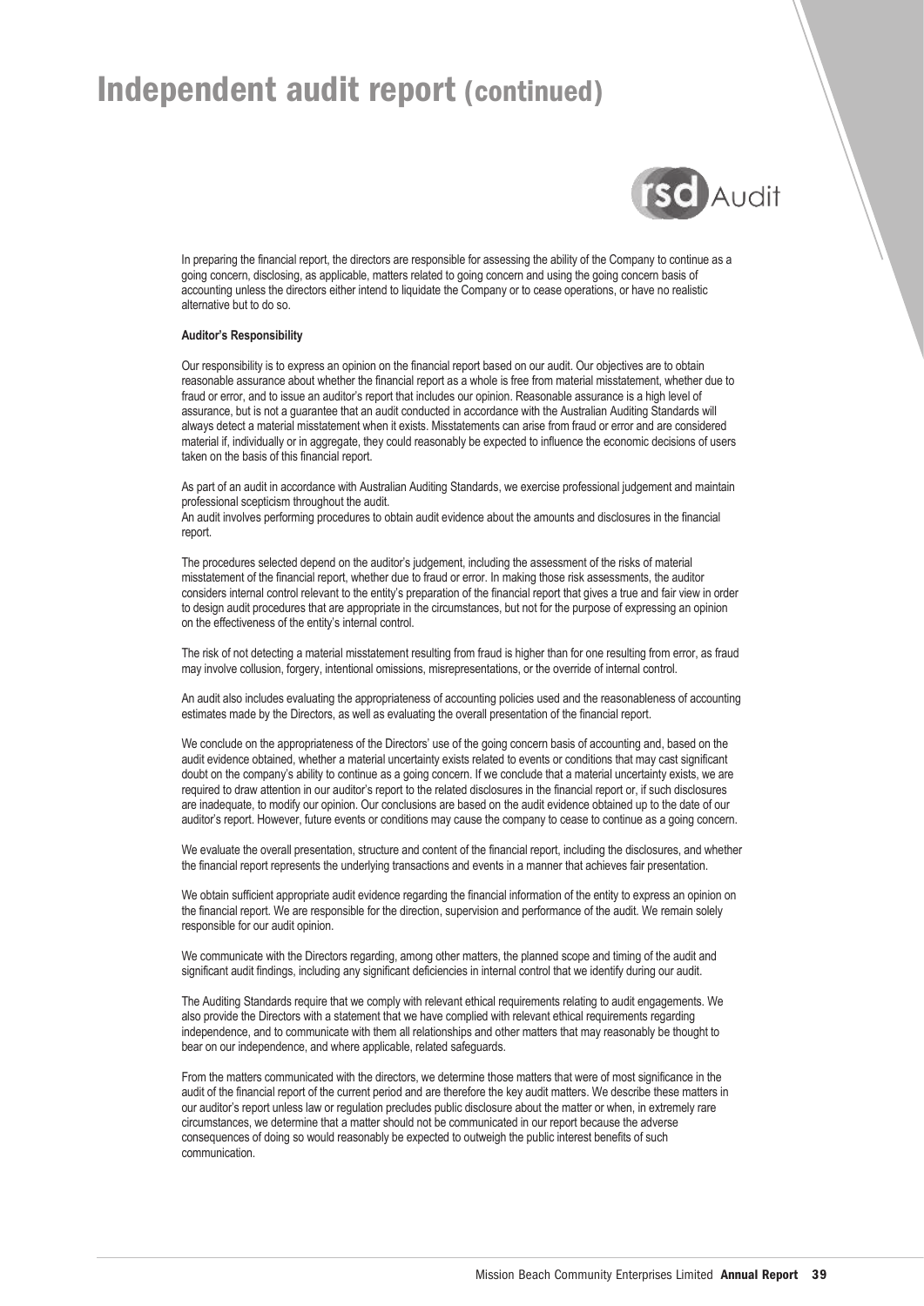# Independent audit report (continued)

In preparing the financial report, the directors are responsible for assessing the ability of the Company to continue as a going concern, disclosing, as applicable, matters related to going concern and using the going concern basis of accounting unless the directors either intend to liquidate the Company or to cease operations, or have no realistic alternative but to do so.

**Auditor's Responsibility**

Our responsibility is to express an opinion on the financial report based on our audit. Our objectives are to obtain reasonable assurance about whether the financial report as a whole is free from material misstatement, whether due to fraud or error, and to issue an auditor's report that includes our opinion. Reasonable assurance is a high level of assurance, but is not a guarantee that an audit conducted in accordance with the Australian Auditing Standards will always detect a material misstatement when it exists. Misstatements can arise from fraud or error and are considered material if, individually or in aggregate, they could reasonably be expected to influence the economic decisions of users taken on the basis of this financial report.

As part of an audit in accordance with Australian Auditing Standards, we exercise professional judgement and maintain professional scepticism throughout the audit.
An audit involves performing procedures to obtain audit evidence about the amounts and disclosures in the financial report.

The procedures selected depend on the auditor's judgement, including the assessment of the risks of material misstatement of the financial report, whether due to fraud or error. In making those risk assessments, the auditor considers internal control relevant to the entity's preparation of the financial report that gives a true and fair view in order to design audit procedures that are appropriate in the circumstances, but not for the purpose of expressing an opinion on the effectiveness of the entity's internal control.

The risk of not detecting a material misstatement resulting from fraud is higher than for one resulting from error, as fraud may involve collusion, forgery, intentional omissions, misrepresentations, or the override of internal control.

An audit also includes evaluating the appropriateness of accounting policies used and the reasonableness of accounting estimates made by the Directors, as well as evaluating the overall presentation of the financial report.

We conclude on the appropriateness of the Directors' use of the going concern basis of accounting and, based on the audit evidence obtained, whether a material uncertainty exists related to events or conditions that may cast significant doubt on the company's ability to continue as a going concern. If we conclude that a material uncertainty exists, we are required to draw attention in our auditor's report to the related disclosures in the financial report or, if such disclosures are inadequate, to modify our opinion. Our conclusions are based on the audit evidence obtained up to the date of our auditor's report. However, future events or conditions may cause the company to cease to continue as a going concern.

We evaluate the overall presentation, structure and content of the financial report, including the disclosures, and whether the financial report represents the underlying transactions and events in a manner that achieves fair presentation.

We obtain sufficient appropriate audit evidence regarding the financial information of the entity to express an opinion on the financial report. We are responsible for the direction, supervision and performance of the audit. We remain solely responsible for our audit opinion.

We communicate with the Directors regarding, among other matters, the planned scope and timing of the audit and significant audit findings, including any significant deficiencies in internal control that we identify during our audit.

The Auditing Standards require that we comply with relevant ethical requirements relating to audit engagements. We also provide the Directors with a statement that we have complied with relevant ethical requirements regarding independence, and to communicate with them all relationships and other matters that may reasonably be thought to bear on our independence, and where applicable, related safeguards.

From the matters communicated with the directors, we determine those matters that were of most significance in the audit of the financial report of the current period and are therefore the key audit matters. We describe these matters in our auditor's report unless law or regulation precludes public disclosure about the matter or when, in extremely rare circumstances, we determine that a matter should not be communicated in our report because the adverse consequences of doing so would reasonably be expected to outweigh the public interest benefits of such communication.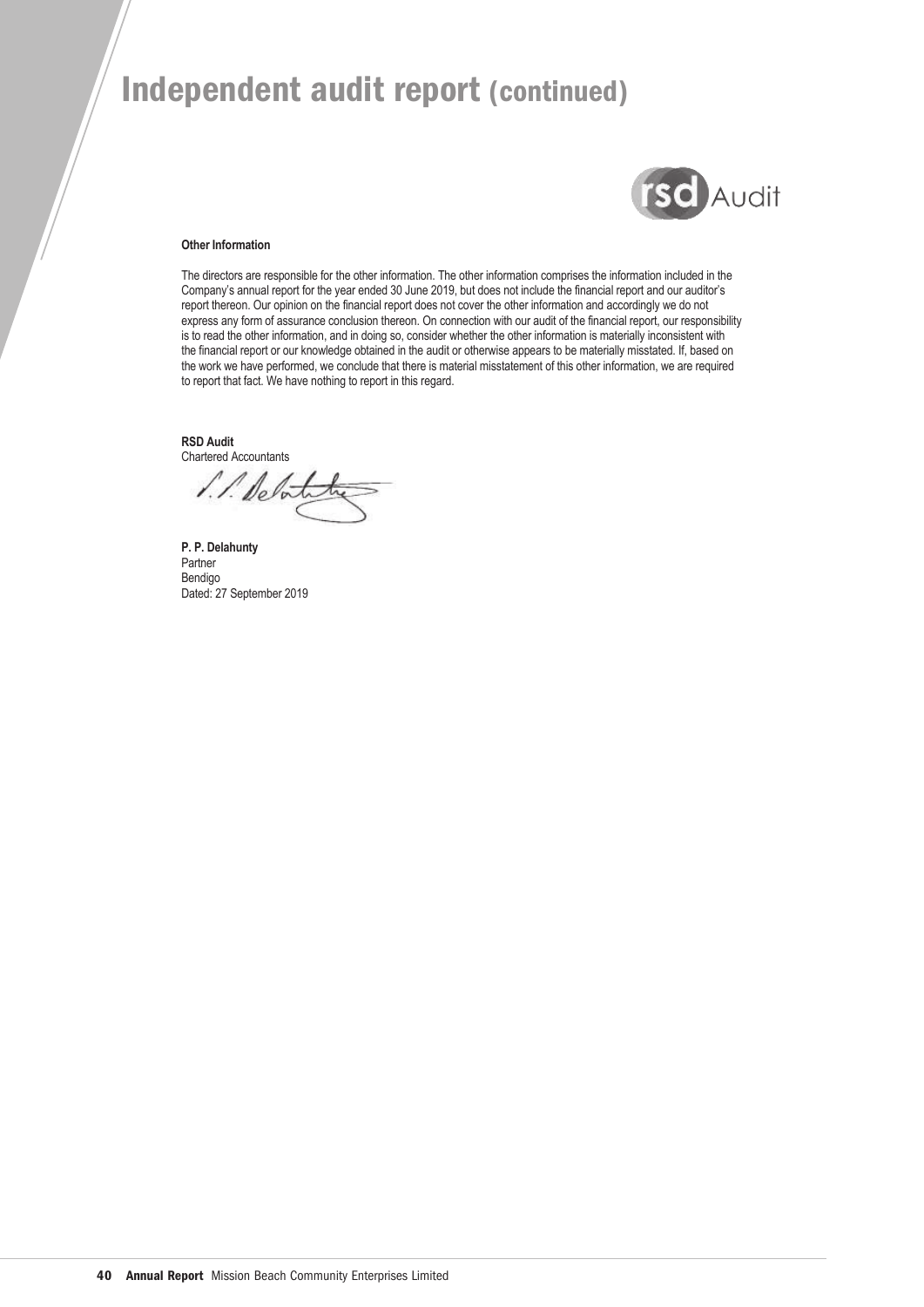# Independent audit report (continued)

**Other Information**

The directors are responsible for the other information. The other information comprises the information included in the Company's annual report for the year ended 30 June 2019, but does not include the financial report and our auditor's report thereon. Our opinion on the financial report does not cover the other information and accordingly we do not express any form of assurance conclusion thereon. On connection with our audit of the financial report, our responsibility is to read the other information, and in doing so, consider whether the other information is materially inconsistent with the financial report or our knowledge obtained in the audit or otherwise appears to be materially misstated. If, based on the work we have performed, we conclude that there is material misstatement of this other information, we are required to report that fact. We have nothing to report in this regard.

**RSD Audit**
Chartered Accountants

**P. P. Delahunty**
Partner
Bendigo
Dated: 27 September 2019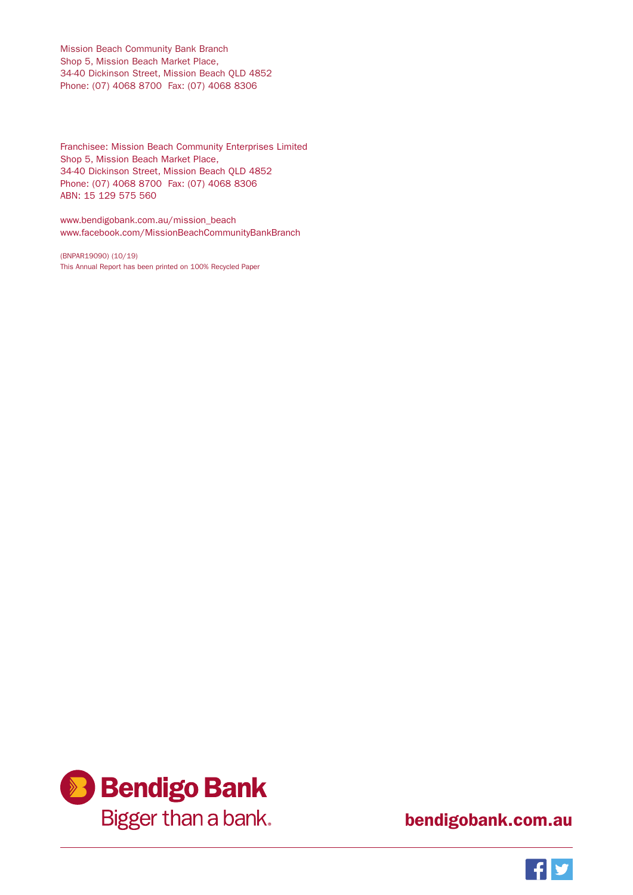Mission Beach Community Bank Branch
Shop 5, Mission Beach Market Place,
34-40 Dickinson Street, Mission Beach QLD 4852
Phone: (07) 4068 8700  Fax: (07) 4068 8306

Franchisee: Mission Beach Community Enterprises Limited
Shop 5, Mission Beach Market Place,
34-40 Dickinson Street, Mission Beach QLD 4852
Phone: (07) 4068 8700  Fax: (07) 4068 8306
ABN: 15 129 575 560

www.bendigobank.com.au/mission_beach
www.facebook.com/MissionBeachCommunityBankBranch

(BNPAR19090) (10/19)
This Annual Report has been printed on 100% Recycled Paper

Bendigo Bank
Bigger than a bank.

bendigobank.com.au